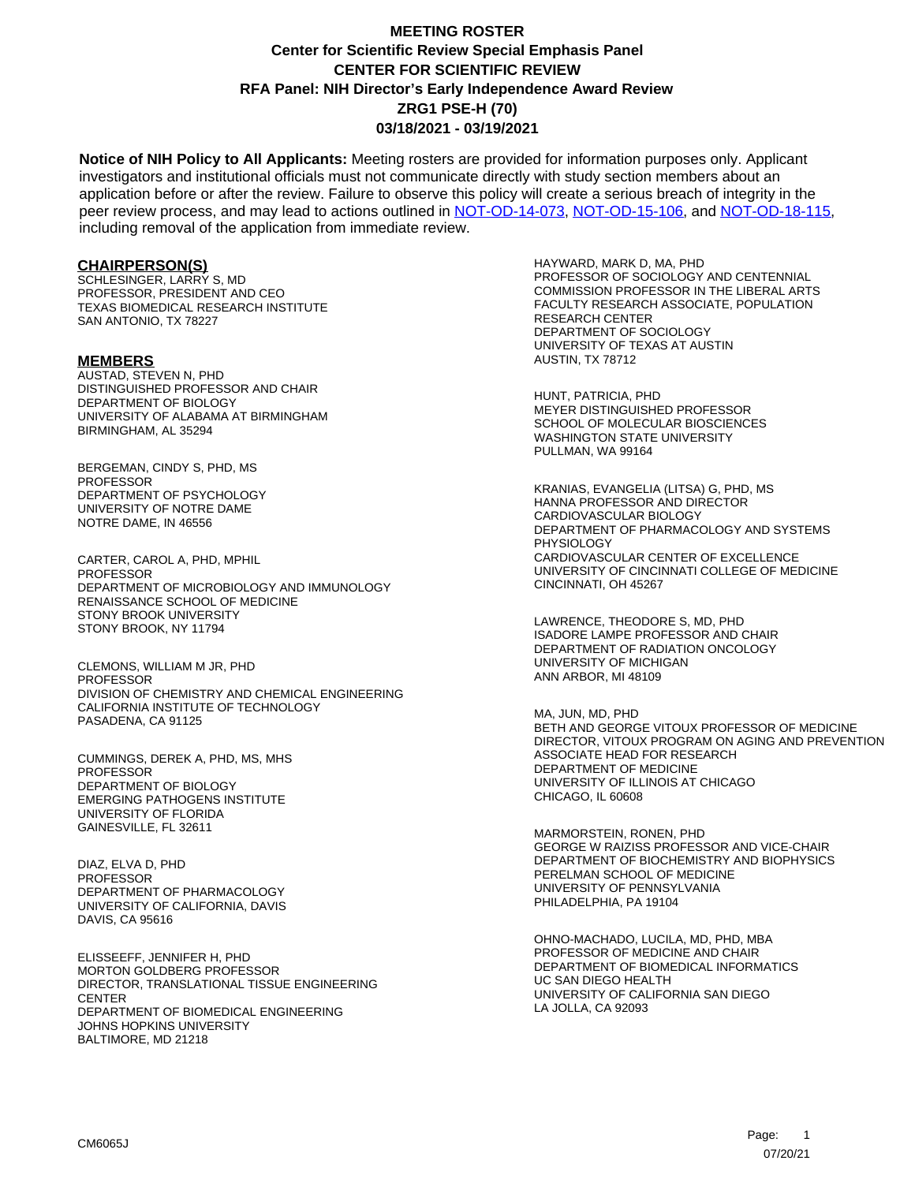# MEETING ROSTER
## Center for Scientific Review Special Emphasis Panel
## CENTER FOR SCIENTIFIC REVIEW
## RFA Panel: NIH Director's Early Independence Award Review
## ZRG1 PSE-H (70)
## 03/18/2021 - 03/19/2021

**Notice of NIH Policy to All Applicants:** Meeting rosters are provided for information purposes only. Applicant investigators and institutional officials must not communicate directly with study section members about an application before or after the review. Failure to observe this policy will create a serious breach of integrity in the peer review process, and may lead to actions outlined in NOT-OD-14-073, NOT-OD-15-106, and NOT-OD-18-115, including removal of the application from immediate review.

### CHAIRPERSON(S)

SCHLESINGER, LARRY S, MD
PROFESSOR, PRESIDENT AND CEO
TEXAS BIOMEDICAL RESEARCH INSTITUTE
SAN ANTONIO, TX 78227

### MEMBERS

AUSTAD, STEVEN N, PHD
DISTINGUISHED PROFESSOR AND CHAIR
DEPARTMENT OF BIOLOGY
UNIVERSITY OF ALABAMA AT BIRMINGHAM
BIRMINGHAM, AL 35294

BERGEMAN, CINDY S, PHD, MS
PROFESSOR
DEPARTMENT OF PSYCHOLOGY
UNIVERSITY OF NOTRE DAME
NOTRE DAME, IN 46556

CARTER, CAROL A, PHD, MPHIL
PROFESSOR
DEPARTMENT OF MICROBIOLOGY AND IMMUNOLOGY
RENAISSANCE SCHOOL OF MEDICINE
STONY BROOK UNIVERSITY
STONY BROOK, NY 11794

CLEMONS, WILLIAM M JR, PHD
PROFESSOR
DIVISION OF CHEMISTRY AND CHEMICAL ENGINEERING
CALIFORNIA INSTITUTE OF TECHNOLOGY
PASADENA, CA 91125

CUMMINGS, DEREK A, PHD, MS, MHS
PROFESSOR
DEPARTMENT OF BIOLOGY
EMERGING PATHOGENS INSTITUTE
UNIVERSITY OF FLORIDA
GAINESVILLE, FL 32611

DIAZ, ELVA D, PHD
PROFESSOR
DEPARTMENT OF PHARMACOLOGY
UNIVERSITY OF CALIFORNIA, DAVIS
DAVIS, CA 95616

ELISSEEFF, JENNIFER H, PHD
MORTON GOLDBERG PROFESSOR
DIRECTOR, TRANSLATIONAL TISSUE ENGINEERING CENTER
DEPARTMENT OF BIOMEDICAL ENGINEERING
JOHNS HOPKINS UNIVERSITY
BALTIMORE, MD 21218

HAYWARD, MARK D, MA, PHD
PROFESSOR OF SOCIOLOGY AND CENTENNIAL COMMISSION PROFESSOR IN THE LIBERAL ARTS
FACULTY RESEARCH ASSOCIATE, POPULATION RESEARCH CENTER
DEPARTMENT OF SOCIOLOGY
UNIVERSITY OF TEXAS AT AUSTIN
AUSTIN, TX 78712

HUNT, PATRICIA, PHD
MEYER DISTINGUISHED PROFESSOR
SCHOOL OF MOLECULAR BIOSCIENCES
WASHINGTON STATE UNIVERSITY
PULLMAN, WA 99164

KRANIAS, EVANGELIA (LITSA) G, PHD, MS
HANNA PROFESSOR AND DIRECTOR
CARDIOVASCULAR BIOLOGY
DEPARTMENT OF PHARMACOLOGY AND SYSTEMS PHYSIOLOGY
CARDIOVASCULAR CENTER OF EXCELLENCE
UNIVERSITY OF CINCINNATI COLLEGE OF MEDICINE
CINCINNATI, OH 45267

LAWRENCE, THEODORE S, MD, PHD
ISADORE LAMPE PROFESSOR AND CHAIR
DEPARTMENT OF RADIATION ONCOLOGY
UNIVERSITY OF MICHIGAN
ANN ARBOR, MI 48109

MA, JUN, MD, PHD
BETH AND GEORGE VITOUX PROFESSOR OF MEDICINE
DIRECTOR, VITOUX PROGRAM ON AGING AND PREVENTION
ASSOCIATE HEAD FOR RESEARCH
DEPARTMENT OF MEDICINE
UNIVERSITY OF ILLINOIS AT CHICAGO
CHICAGO, IL 60608

MARMORSTEIN, RONEN, PHD
GEORGE W RAIZISS PROFESSOR AND VICE-CHAIR
DEPARTMENT OF BIOCHEMISTRY AND BIOPHYSICS
PERELMAN SCHOOL OF MEDICINE
UNIVERSITY OF PENNSYLVANIA
PHILADELPHIA, PA 19104

OHNO-MACHADO, LUCILA, MD, PHD, MBA
PROFESSOR OF MEDICINE AND CHAIR
DEPARTMENT OF BIOMEDICAL INFORMATICS
UC SAN DIEGO HEALTH
UNIVERSITY OF CALIFORNIA SAN DIEGO
LA JOLLA, CA 92093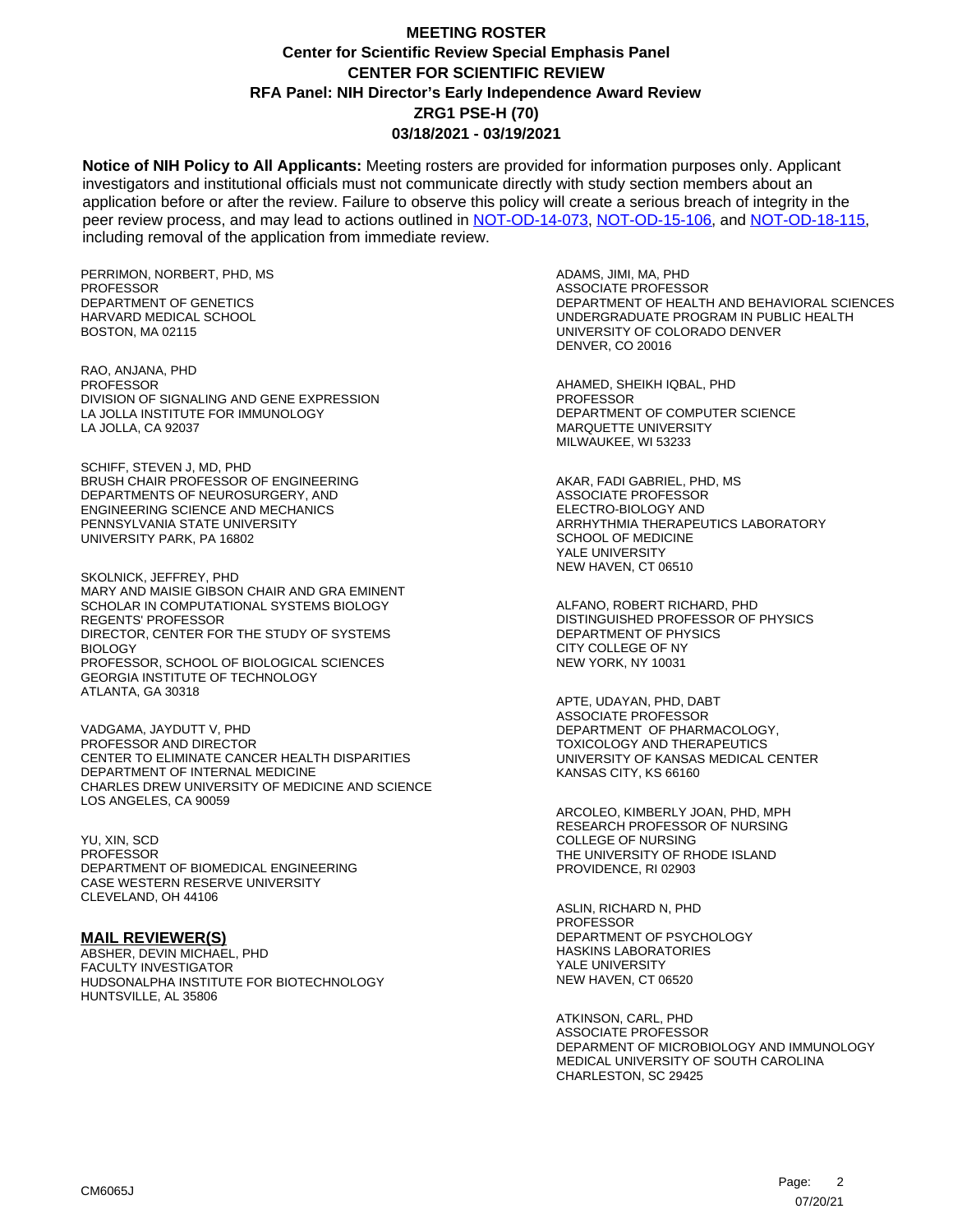# MEETING ROSTER
## Center for Scientific Review Special Emphasis Panel
## CENTER FOR SCIENTIFIC REVIEW
## RFA Panel: NIH Director's Early Independence Award Review
## ZRG1 PSE-H (70)
## 03/18/2021 - 03/19/2021

**Notice of NIH Policy to All Applicants:** Meeting rosters are provided for information purposes only. Applicant investigators and institutional officials must not communicate directly with study section members about an application before or after the review. Failure to observe this policy will create a serious breach of integrity in the peer review process, and may lead to actions outlined in NOT-OD-14-073, NOT-OD-15-106, and NOT-OD-18-115, including removal of the application from immediate review.

PERRIMON, NORBERT, PHD, MS
PROFESSOR
DEPARTMENT OF GENETICS
HARVARD MEDICAL SCHOOL
BOSTON, MA 02115

RAO, ANJANA, PHD
PROFESSOR
DIVISION OF SIGNALING AND GENE EXPRESSION
LA JOLLA INSTITUTE FOR IMMUNOLOGY
LA JOLLA, CA 92037

SCHIFF, STEVEN J, MD, PHD
BRUSH CHAIR PROFESSOR OF ENGINEERING
DEPARTMENTS OF NEUROSURGERY, AND
ENGINEERING SCIENCE AND MECHANICS
PENNSYLVANIA STATE UNIVERSITY
UNIVERSITY PARK, PA 16802

SKOLNICK, JEFFREY, PHD
MARY AND MAISIE GIBSON CHAIR AND GRA EMINENT
SCHOLAR IN COMPUTATIONAL SYSTEMS BIOLOGY
REGENTS' PROFESSOR
DIRECTOR, CENTER FOR THE STUDY OF SYSTEMS
BIOLOGY
PROFESSOR, SCHOOL OF BIOLOGICAL SCIENCES
GEORGIA INSTITUTE OF TECHNOLOGY
ATLANTA, GA 30318

VADGAMA, JAYDUTT V, PHD
PROFESSOR AND DIRECTOR
CENTER TO ELIMINATE CANCER HEALTH DISPARITIES
DEPARTMENT OF INTERNAL MEDICINE
CHARLES DREW UNIVERSITY OF MEDICINE AND SCIENCE
LOS ANGELES, CA 90059

YU, XIN, SCD
PROFESSOR
DEPARTMENT OF BIOMEDICAL ENGINEERING
CASE WESTERN RESERVE UNIVERSITY
CLEVELAND, OH 44106

**MAIL REVIEWER(S)**

ABSHER, DEVIN MICHAEL, PHD
FACULTY INVESTIGATOR
HUDSONALPHA INSTITUTE FOR BIOTECHNOLOGY
HUNTSVILLE, AL 35806

ADAMS, JIMI, MA, PHD
ASSOCIATE PROFESSOR
DEPARTMENT OF HEALTH AND BEHAVIORAL SCIENCES
UNDERGRADUATE PROGRAM IN PUBLIC HEALTH
UNIVERSITY OF COLORADO DENVER
DENVER, CO 20016

AHAMED, SHEIKH IQBAL, PHD
PROFESSOR
DEPARTMENT OF COMPUTER SCIENCE
MARQUETTE UNIVERSITY
MILWAUKEE, WI 53233

AKAR, FADI GABRIEL, PHD, MS
ASSOCIATE PROFESSOR
ELECTRO-BIOLOGY AND
ARRHYTHMIA THERAPEUTICS LABORATORY
SCHOOL OF MEDICINE
YALE UNIVERSITY
NEW HAVEN, CT 06510

ALFANO, ROBERT RICHARD, PHD
DISTINGUISHED PROFESSOR OF PHYSICS
DEPARTMENT OF PHYSICS
CITY COLLEGE OF NY
NEW YORK, NY 10031

APTE, UDAYAN, PHD, DABT
ASSOCIATE PROFESSOR
DEPARTMENT OF PHARMACOLOGY,
TOXICOLOGY AND THERAPEUTICS
UNIVERSITY OF KANSAS MEDICAL CENTER
KANSAS CITY, KS 66160

ARCOLEO, KIMBERLY JOAN, PHD, MPH
RESEARCH PROFESSOR OF NURSING
COLLEGE OF NURSING
THE UNIVERSITY OF RHODE ISLAND
PROVIDENCE, RI 02903

ASLIN, RICHARD N, PHD
PROFESSOR
DEPARTMENT OF PSYCHOLOGY
HASKINS LABORATORIES
YALE UNIVERSITY
NEW HAVEN, CT 06520

ATKINSON, CARL, PHD
ASSOCIATE PROFESSOR
DEPARMENT OF MICROBIOLOGY AND IMMUNOLOGY
MEDICAL UNIVERSITY OF SOUTH CAROLINA
CHARLESTON, SC 29425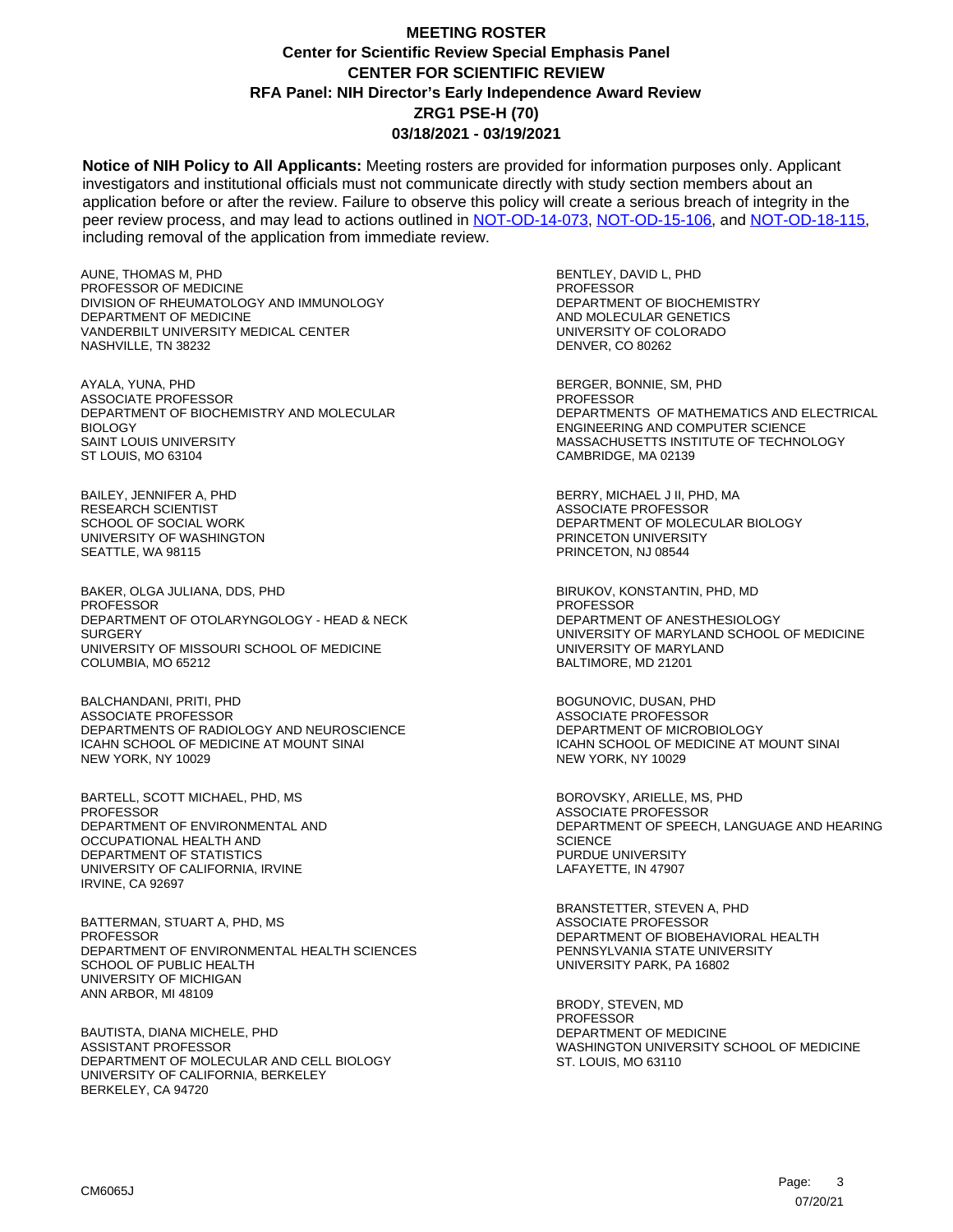# MEETING ROSTER
## Center for Scientific Review Special Emphasis Panel
## CENTER FOR SCIENTIFIC REVIEW
## RFA Panel: NIH Director's Early Independence Award Review
## ZRG1 PSE-H (70)
## 03/18/2021 - 03/19/2021

**Notice of NIH Policy to All Applicants:** Meeting rosters are provided for information purposes only. Applicant investigators and institutional officials must not communicate directly with study section members about an application before or after the review. Failure to observe this policy will create a serious breach of integrity in the peer review process, and may lead to actions outlined in NOT-OD-14-073, NOT-OD-15-106, and NOT-OD-18-115, including removal of the application from immediate review.

AUNE, THOMAS M, PHD
PROFESSOR OF MEDICINE
DIVISION OF RHEUMATOLOGY AND IMMUNOLOGY
DEPARTMENT OF MEDICINE
VANDERBILT UNIVERSITY MEDICAL CENTER
NASHVILLE, TN 38232

AYALA, YUNA, PHD
ASSOCIATE PROFESSOR
DEPARTMENT OF BIOCHEMISTRY AND MOLECULAR BIOLOGY
SAINT LOUIS UNIVERSITY
ST LOUIS, MO 63104

BAILEY, JENNIFER A, PHD
RESEARCH SCIENTIST
SCHOOL OF SOCIAL WORK
UNIVERSITY OF WASHINGTON
SEATTLE, WA 98115

BAKER, OLGA JULIANA, DDS, PHD
PROFESSOR
DEPARTMENT OF OTOLARYNGOLOGY - HEAD & NECK SURGERY
UNIVERSITY OF MISSOURI SCHOOL OF MEDICINE
COLUMBIA, MO 65212

BALCHANDANI, PRITI, PHD
ASSOCIATE PROFESSOR
DEPARTMENTS OF RADIOLOGY AND NEUROSCIENCE
ICAHN SCHOOL OF MEDICINE AT MOUNT SINAI
NEW YORK, NY 10029

BARTELL, SCOTT MICHAEL, PHD, MS
PROFESSOR
DEPARTMENT OF ENVIRONMENTAL AND OCCUPATIONAL HEALTH AND
DEPARTMENT OF STATISTICS
UNIVERSITY OF CALIFORNIA, IRVINE
IRVINE, CA 92697

BATTERMAN, STUART A, PHD, MS
PROFESSOR
DEPARTMENT OF ENVIRONMENTAL HEALTH SCIENCES
SCHOOL OF PUBLIC HEALTH
UNIVERSITY OF MICHIGAN
ANN ARBOR, MI 48109

BAUTISTA, DIANA MICHELE, PHD
ASSISTANT PROFESSOR
DEPARTMENT OF MOLECULAR AND CELL BIOLOGY
UNIVERSITY OF CALIFORNIA, BERKELEY
BERKELEY, CA 94720

BENTLEY, DAVID L, PHD
PROFESSOR
DEPARTMENT OF BIOCHEMISTRY
AND MOLECULAR GENETICS
UNIVERSITY OF COLORADO
DENVER, CO 80262

BERGER, BONNIE, SM, PHD
PROFESSOR
DEPARTMENTS OF MATHEMATICS AND ELECTRICAL ENGINEERING AND COMPUTER SCIENCE
MASSACHUSETTS INSTITUTE OF TECHNOLOGY
CAMBRIDGE, MA 02139

BERRY, MICHAEL J II, PHD, MA
ASSOCIATE PROFESSOR
DEPARTMENT OF MOLECULAR BIOLOGY
PRINCETON UNIVERSITY
PRINCETON, NJ 08544

BIRUKOV, KONSTANTIN, PHD, MD
PROFESSOR
DEPARTMENT OF ANESTHESIOLOGY
UNIVERSITY OF MARYLAND SCHOOL OF MEDICINE
UNIVERSITY OF MARYLAND
BALTIMORE, MD 21201

BOGUNOVIC, DUSAN, PHD
ASSOCIATE PROFESSOR
DEPARTMENT OF MICROBIOLOGY
ICAHN SCHOOL OF MEDICINE AT MOUNT SINAI
NEW YORK, NY 10029

BOROVSKY, ARIELLE, MS, PHD
ASSOCIATE PROFESSOR
DEPARTMENT OF SPEECH, LANGUAGE AND HEARING SCIENCE
PURDUE UNIVERSITY
LAFAYETTE, IN 47907

BRANSTETTER, STEVEN A, PHD
ASSOCIATE PROFESSOR
DEPARTMENT OF BIOBEHAVIORAL HEALTH
PENNSYLVANIA STATE UNIVERSITY
UNIVERSITY PARK, PA 16802

BRODY, STEVEN, MD
PROFESSOR
DEPARTMENT OF MEDICINE
WASHINGTON UNIVERSITY SCHOOL OF MEDICINE
ST. LOUIS, MO 63110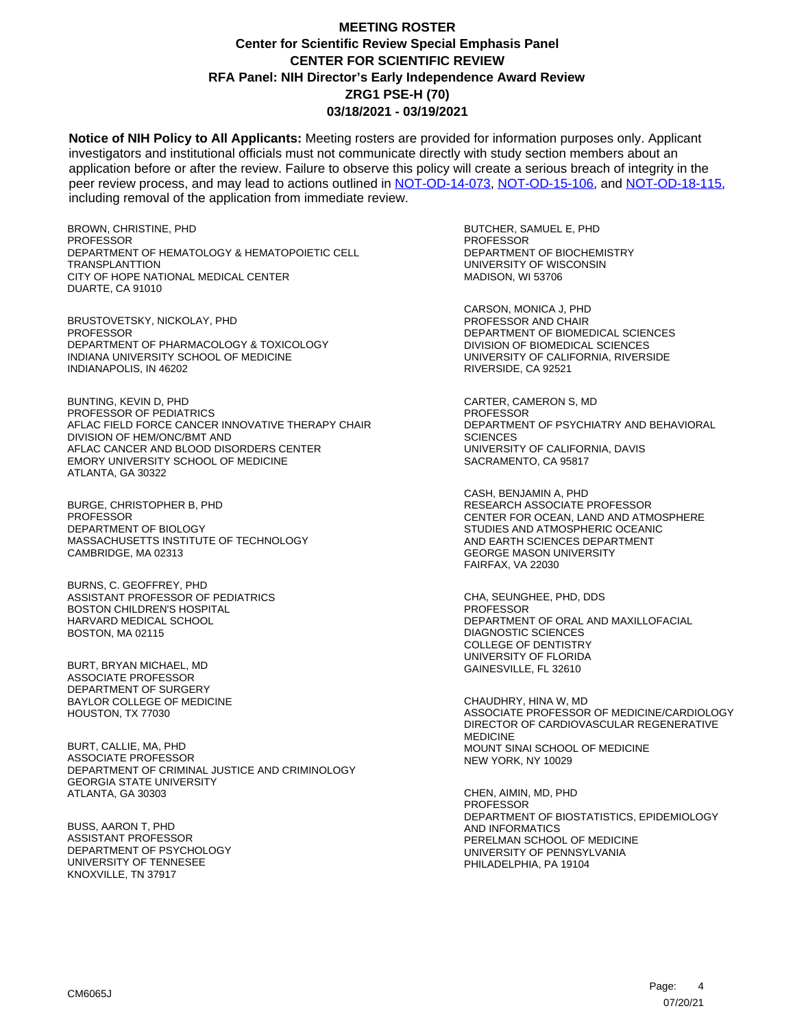# MEETING ROSTER
## Center for Scientific Review Special Emphasis Panel
## CENTER FOR SCIENTIFIC REVIEW
## RFA Panel: NIH Director's Early Independence Award Review
## ZRG1 PSE-H (70)
## 03/18/2021 - 03/19/2021

**Notice of NIH Policy to All Applicants:** Meeting rosters are provided for information purposes only. Applicant investigators and institutional officials must not communicate directly with study section members about an application before or after the review. Failure to observe this policy will create a serious breach of integrity in the peer review process, and may lead to actions outlined in NOT-OD-14-073, NOT-OD-15-106, and NOT-OD-18-115, including removal of the application from immediate review.

BROWN, CHRISTINE, PHD
PROFESSOR
DEPARTMENT OF HEMATOLOGY & HEMATOPOIETIC CELL TRANSPLANTTION
CITY OF HOPE NATIONAL MEDICAL CENTER
DUARTE, CA 91010

BRUSTOVETSKY, NICKOLAY, PHD
PROFESSOR
DEPARTMENT OF PHARMACOLOGY & TOXICOLOGY
INDIANA UNIVERSITY SCHOOL OF MEDICINE
INDIANAPOLIS, IN 46202

BUNTING, KEVIN D, PHD
PROFESSOR OF PEDIATRICS
AFLAC FIELD FORCE CANCER INNOVATIVE THERAPY CHAIR
DIVISION OF HEM/ONC/BMT AND
AFLAC CANCER AND BLOOD DISORDERS CENTER
EMORY UNIVERSITY SCHOOL OF MEDICINE
ATLANTA, GA 30322

BURGE, CHRISTOPHER B, PHD
PROFESSOR
DEPARTMENT OF BIOLOGY
MASSACHUSETTS INSTITUTE OF TECHNOLOGY
CAMBRIDGE, MA 02313

BURNS, C. GEOFFREY, PHD
ASSISTANT PROFESSOR OF PEDIATRICS
BOSTON CHILDREN'S HOSPITAL
HARVARD MEDICAL SCHOOL
BOSTON, MA 02115

BURT, BRYAN MICHAEL, MD
ASSOCIATE PROFESSOR
DEPARTMENT OF SURGERY
BAYLOR COLLEGE OF MEDICINE
HOUSTON, TX 77030

BURT, CALLIE, MA, PHD
ASSOCIATE PROFESSOR
DEPARTMENT OF CRIMINAL JUSTICE AND CRIMINOLOGY
GEORGIA STATE UNIVERSITY
ATLANTA, GA 30303

BUSS, AARON T, PHD
ASSISTANT PROFESSOR
DEPARTMENT OF PSYCHOLOGY
UNIVERSITY OF TENNESEE
KNOXVILLE, TN 37917

BUTCHER, SAMUEL E, PHD
PROFESSOR
DEPARTMENT OF BIOCHEMISTRY
UNIVERSITY OF WISCONSIN
MADISON, WI 53706

CARSON, MONICA J, PHD
PROFESSOR AND CHAIR
DEPARTMENT OF BIOMEDICAL SCIENCES
DIVISION OF BIOMEDICAL SCIENCES
UNIVERSITY OF CALIFORNIA, RIVERSIDE
RIVERSIDE, CA 92521

CARTER, CAMERON S, MD
PROFESSOR
DEPARTMENT OF PSYCHIATRY AND BEHAVIORAL SCIENCES
UNIVERSITY OF CALIFORNIA, DAVIS
SACRAMENTO, CA 95817

CASH, BENJAMIN A, PHD
RESEARCH ASSOCIATE PROFESSOR
CENTER FOR OCEAN, LAND AND ATMOSPHERE STUDIES AND ATMOSPHERIC OCEANIC AND EARTH SCIENCES DEPARTMENT
GEORGE MASON UNIVERSITY
FAIRFAX, VA 22030

CHA, SEUNGHEE, PHD, DDS
PROFESSOR
DEPARTMENT OF ORAL AND MAXILLOFACIAL DIAGNOSTIC SCIENCES
COLLEGE OF DENTISTRY
UNIVERSITY OF FLORIDA
GAINESVILLE, FL 32610

CHAUDHRY, HINA W, MD
ASSOCIATE PROFESSOR OF MEDICINE/CARDIOLOGY
DIRECTOR OF CARDIOVASCULAR REGENERATIVE MEDICINE
MOUNT SINAI SCHOOL OF MEDICINE
NEW YORK, NY 10029

CHEN, AIMIN, MD, PHD
PROFESSOR
DEPARTMENT OF BIOSTATISTICS, EPIDEMIOLOGY AND INFORMATICS
PERELMAN SCHOOL OF MEDICINE
UNIVERSITY OF PENNSYLVANIA
PHILADELPHIA, PA 19104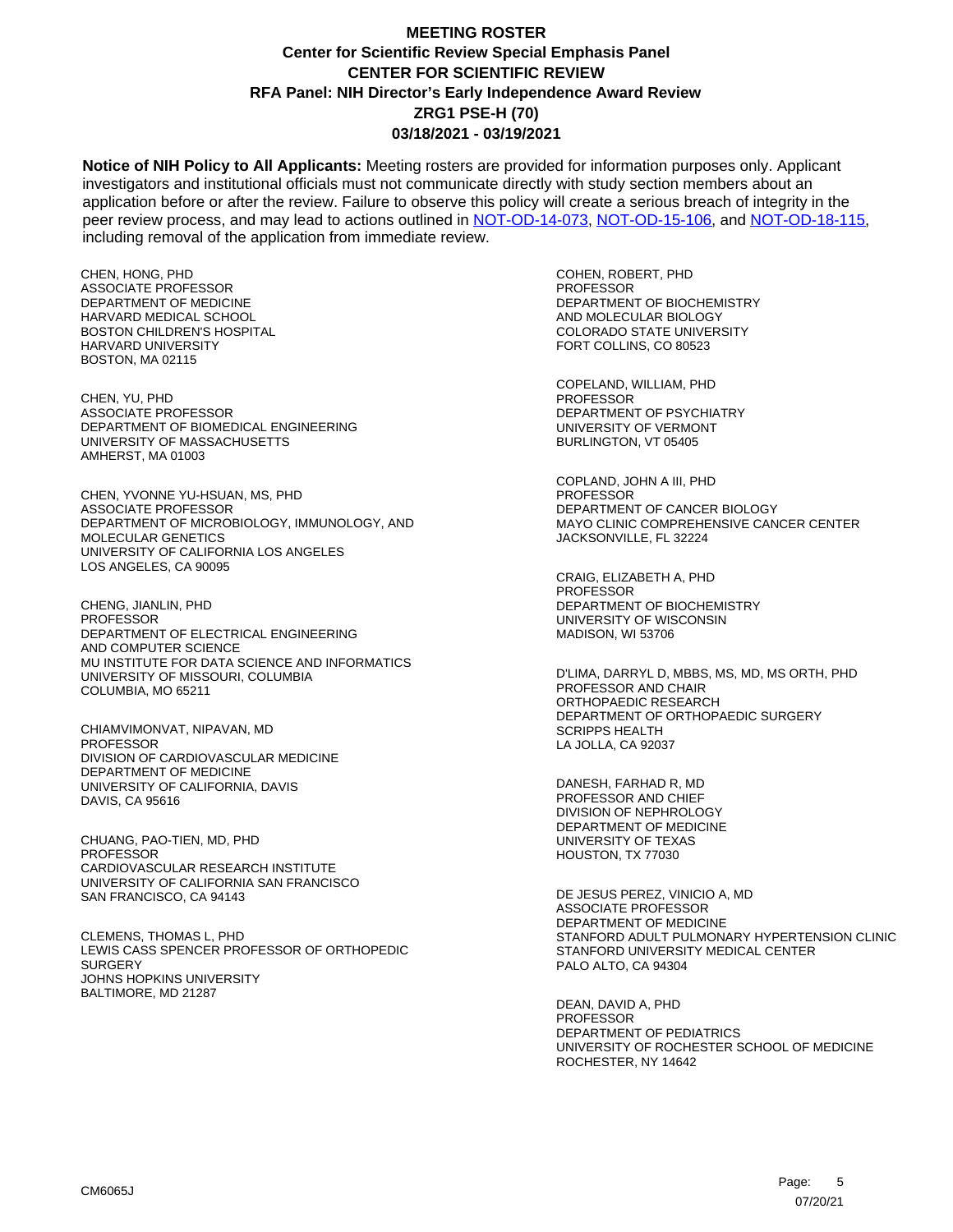# MEETING ROSTER
## Center for Scientific Review Special Emphasis Panel
## CENTER FOR SCIENTIFIC REVIEW
## RFA Panel: NIH Director's Early Independence Award Review
## ZRG1 PSE-H (70)
## 03/18/2021 - 03/19/2021

**Notice of NIH Policy to All Applicants:** Meeting rosters are provided for information purposes only. Applicant investigators and institutional officials must not communicate directly with study section members about an application before or after the review. Failure to observe this policy will create a serious breach of integrity in the peer review process, and may lead to actions outlined in NOT-OD-14-073, NOT-OD-15-106, and NOT-OD-18-115, including removal of the application from immediate review.

CHEN, HONG, PHD
ASSOCIATE PROFESSOR
DEPARTMENT OF MEDICINE
HARVARD MEDICAL SCHOOL
BOSTON CHILDREN'S HOSPITAL
HARVARD UNIVERSITY
BOSTON, MA 02115

CHEN, YU, PHD
ASSOCIATE PROFESSOR
DEPARTMENT OF BIOMEDICAL ENGINEERING
UNIVERSITY OF MASSACHUSETTS
AMHERST, MA 01003

CHEN, YVONNE YU-HSUAN, MS, PHD
ASSOCIATE PROFESSOR
DEPARTMENT OF MICROBIOLOGY, IMMUNOLOGY, AND MOLECULAR GENETICS
UNIVERSITY OF CALIFORNIA LOS ANGELES
LOS ANGELES, CA 90095

CHENG, JIANLIN, PHD
PROFESSOR
DEPARTMENT OF ELECTRICAL ENGINEERING AND COMPUTER SCIENCE
MU INSTITUTE FOR DATA SCIENCE AND INFORMATICS
UNIVERSITY OF MISSOURI, COLUMBIA
COLUMBIA, MO 65211

CHIAMVIMONVAT, NIPAVAN, MD
PROFESSOR
DIVISION OF CARDIOVASCULAR MEDICINE
DEPARTMENT OF MEDICINE
UNIVERSITY OF CALIFORNIA, DAVIS
DAVIS, CA 95616

CHUANG, PAO-TIEN, MD, PHD
PROFESSOR
CARDIOVASCULAR RESEARCH INSTITUTE
UNIVERSITY OF CALIFORNIA SAN FRANCISCO
SAN FRANCISCO, CA 94143

CLEMENS, THOMAS L, PHD
LEWIS CASS SPENCER PROFESSOR OF ORTHOPEDIC SURGERY
JOHNS HOPKINS UNIVERSITY
BALTIMORE, MD 21287

COHEN, ROBERT, PHD
PROFESSOR
DEPARTMENT OF BIOCHEMISTRY AND MOLECULAR BIOLOGY
COLORADO STATE UNIVERSITY
FORT COLLINS, CO 80523

COPELAND, WILLIAM, PHD
PROFESSOR
DEPARTMENT OF PSYCHIATRY
UNIVERSITY OF VERMONT
BURLINGTON, VT 05405

COPLAND, JOHN A III, PHD
PROFESSOR
DEPARTMENT OF CANCER BIOLOGY
MAYO CLINIC COMPREHENSIVE CANCER CENTER
JACKSONVILLE, FL 32224

CRAIG, ELIZABETH A, PHD
PROFESSOR
DEPARTMENT OF BIOCHEMISTRY
UNIVERSITY OF WISCONSIN
MADISON, WI 53706

D'LIMA, DARRYL D, MBBS, MS, MD, MS ORTH, PHD
PROFESSOR AND CHAIR
ORTHOPAEDIC RESEARCH
DEPARTMENT OF ORTHOPAEDIC SURGERY
SCRIPPS HEALTH
LA JOLLA, CA 92037

DANESH, FARHAD R, MD
PROFESSOR AND CHIEF
DIVISION OF NEPHROLOGY
DEPARTMENT OF MEDICINE
UNIVERSITY OF TEXAS
HOUSTON, TX 77030

DE JESUS PEREZ, VINICIO A, MD
ASSOCIATE PROFESSOR
DEPARTMENT OF MEDICINE
STANFORD ADULT PULMONARY HYPERTENSION CLINIC
STANFORD UNIVERSITY MEDICAL CENTER
PALO ALTO, CA 94304

DEAN, DAVID A, PHD
PROFESSOR
DEPARTMENT OF PEDIATRICS
UNIVERSITY OF ROCHESTER SCHOOL OF MEDICINE
ROCHESTER, NY 14642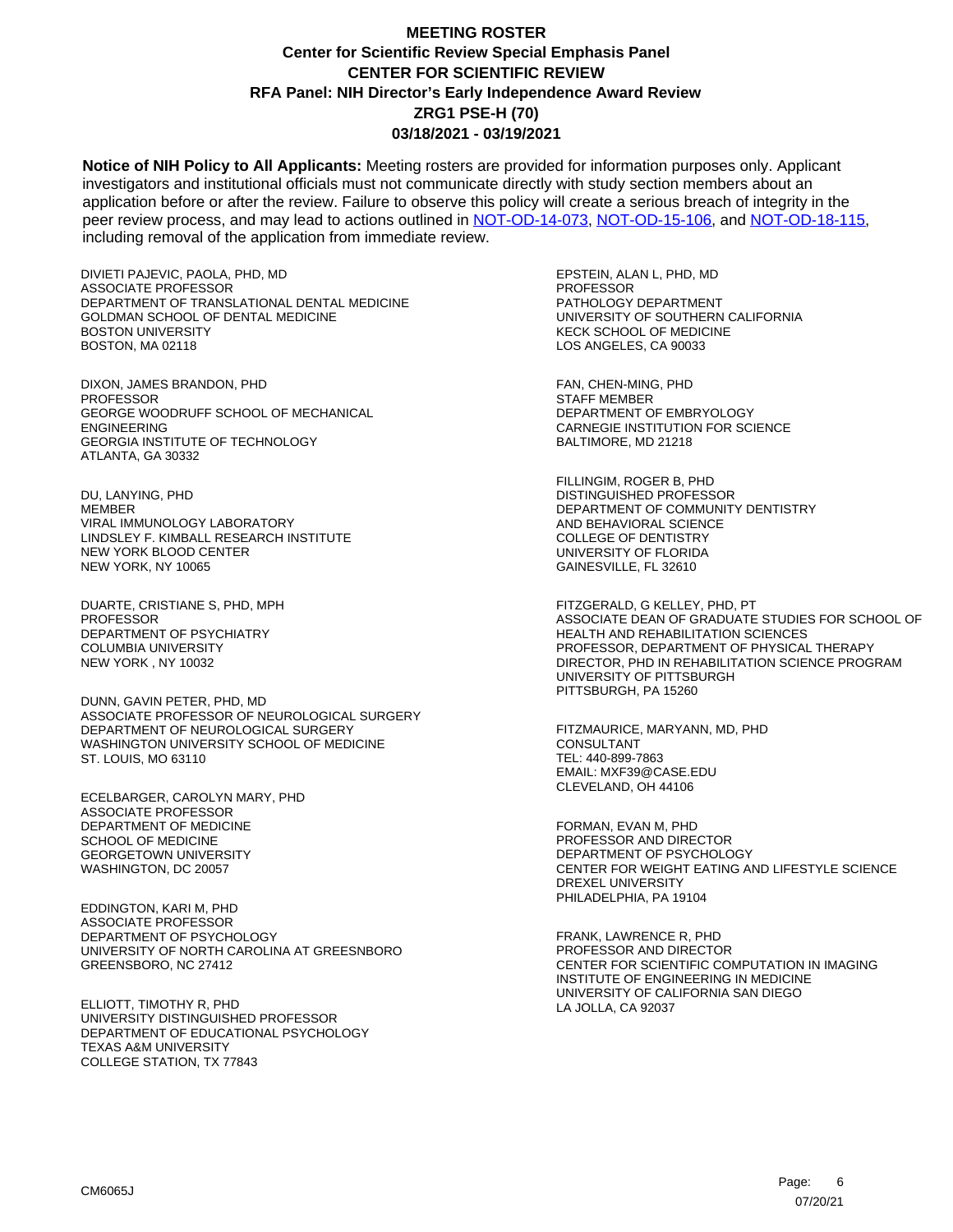# MEETING ROSTER
## Center for Scientific Review Special Emphasis Panel
## CENTER FOR SCIENTIFIC REVIEW
## RFA Panel: NIH Director's Early Independence Award Review
## ZRG1 PSE-H (70)
## 03/18/2021 - 03/19/2021

**Notice of NIH Policy to All Applicants:** Meeting rosters are provided for information purposes only. Applicant investigators and institutional officials must not communicate directly with study section members about an application before or after the review. Failure to observe this policy will create a serious breach of integrity in the peer review process, and may lead to actions outlined in NOT-OD-14-073, NOT-OD-15-106, and NOT-OD-18-115, including removal of the application from immediate review.

DIVIETI PAJEVIC, PAOLA, PHD, MD
ASSOCIATE PROFESSOR
DEPARTMENT OF TRANSLATIONAL DENTAL MEDICINE
GOLDMAN SCHOOL OF DENTAL MEDICINE
BOSTON UNIVERSITY
BOSTON, MA 02118

DIXON, JAMES BRANDON, PHD
PROFESSOR
GEORGE WOODRUFF SCHOOL OF MECHANICAL ENGINEERING
GEORGIA INSTITUTE OF TECHNOLOGY
ATLANTA, GA 30332

DU, LANYING, PHD
MEMBER
VIRAL IMMUNOLOGY LABORATORY
LINDSLEY F. KIMBALL RESEARCH INSTITUTE
NEW YORK BLOOD CENTER
NEW YORK, NY 10065

DUARTE, CRISTIANE S, PHD, MPH
PROFESSOR
DEPARTMENT OF PSYCHIATRY
COLUMBIA UNIVERSITY
NEW YORK , NY 10032

DUNN, GAVIN PETER, PHD, MD
ASSOCIATE PROFESSOR OF NEUROLOGICAL SURGERY
DEPARTMENT OF NEUROLOGICAL SURGERY
WASHINGTON UNIVERSITY SCHOOL OF MEDICINE
ST. LOUIS, MO 63110

ECELBARGER, CAROLYN MARY, PHD
ASSOCIATE PROFESSOR
DEPARTMENT OF MEDICINE
SCHOOL OF MEDICINE
GEORGETOWN UNIVERSITY
WASHINGTON, DC 20057

EDDINGTON, KARI M, PHD
ASSOCIATE PROFESSOR
DEPARTMENT OF PSYCHOLOGY
UNIVERSITY OF NORTH CAROLINA AT GREESNBORO
GREENSBORO, NC 27412

ELLIOTT, TIMOTHY R, PHD
UNIVERSITY DISTINGUISHED PROFESSOR
DEPARTMENT OF EDUCATIONAL PSYCHOLOGY
TEXAS A&M UNIVERSITY
COLLEGE STATION, TX 77843

EPSTEIN, ALAN L, PHD, MD
PROFESSOR
PATHOLOGY DEPARTMENT
UNIVERSITY OF SOUTHERN CALIFORNIA
KECK SCHOOL OF MEDICINE
LOS ANGELES, CA 90033

FAN, CHEN-MING, PHD
STAFF MEMBER
DEPARTMENT OF EMBRYOLOGY
CARNEGIE INSTITUTION FOR SCIENCE
BALTIMORE, MD 21218

FILLINGIM, ROGER B, PHD
DISTINGUISHED PROFESSOR
DEPARTMENT OF COMMUNITY DENTISTRY AND BEHAVIORAL SCIENCE
COLLEGE OF DENTISTRY
UNIVERSITY OF FLORIDA
GAINESVILLE, FL 32610

FITZGERALD, G KELLEY, PHD, PT
ASSOCIATE DEAN OF GRADUATE STUDIES FOR SCHOOL OF HEALTH AND REHABILITATION SCIENCES
PROFESSOR, DEPARTMENT OF PHYSICAL THERAPY
DIRECTOR, PHD IN REHABILITATION SCIENCE PROGRAM
UNIVERSITY OF PITTSBURGH
PITTSBURGH, PA 15260

FITZMAURICE, MARYANN, MD, PHD
CONSULTANT
TEL: 440-899-7863
EMAIL: MXF39@CASE.EDU
CLEVELAND, OH 44106

FORMAN, EVAN M, PHD
PROFESSOR AND DIRECTOR
DEPARTMENT OF PSYCHOLOGY
CENTER FOR WEIGHT EATING AND LIFESTYLE SCIENCE
DREXEL UNIVERSITY
PHILADELPHIA, PA 19104

FRANK, LAWRENCE R, PHD
PROFESSOR AND DIRECTOR
CENTER FOR SCIENTIFIC COMPUTATION IN IMAGING
INSTITUTE OF ENGINEERING IN MEDICINE
UNIVERSITY OF CALIFORNIA SAN DIEGO
LA JOLLA, CA 92037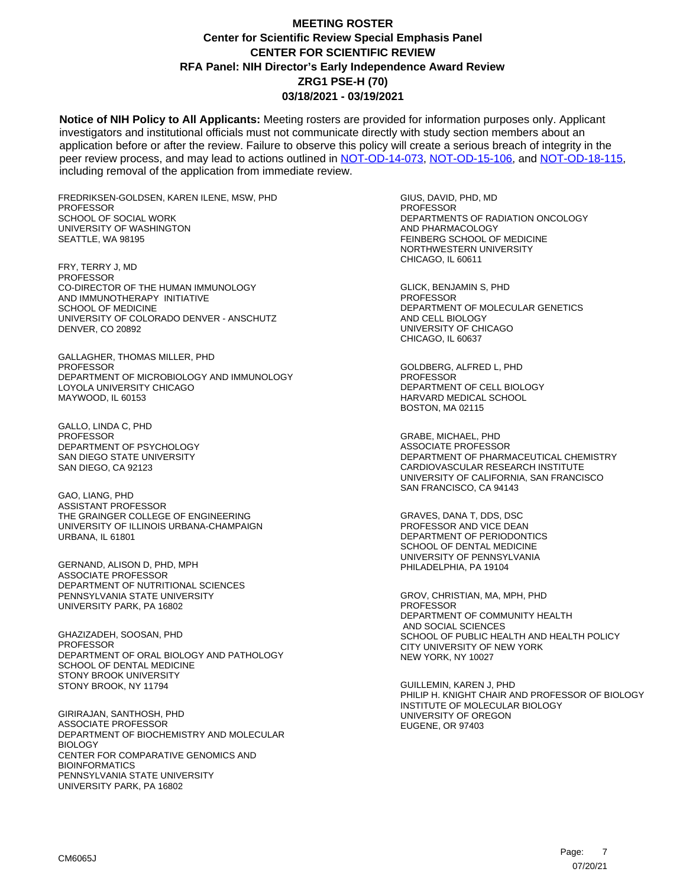# MEETING ROSTER
## Center for Scientific Review Special Emphasis Panel
## CENTER FOR SCIENTIFIC REVIEW
## RFA Panel: NIH Director's Early Independence Award Review
## ZRG1 PSE-H (70)
## 03/18/2021 - 03/19/2021

**Notice of NIH Policy to All Applicants:** Meeting rosters are provided for information purposes only. Applicant investigators and institutional officials must not communicate directly with study section members about an application before or after the review. Failure to observe this policy will create a serious breach of integrity in the peer review process, and may lead to actions outlined in NOT-OD-14-073, NOT-OD-15-106, and NOT-OD-18-115, including removal of the application from immediate review.

FREDRIKSEN-GOLDSEN, KAREN ILENE, MSW, PHD
PROFESSOR
SCHOOL OF SOCIAL WORK
UNIVERSITY OF WASHINGTON
SEATTLE, WA 98195

FRY, TERRY J, MD
PROFESSOR
CO-DIRECTOR OF THE HUMAN IMMUNOLOGY AND IMMUNOTHERAPY INITIATIVE
SCHOOL OF MEDICINE
UNIVERSITY OF COLORADO DENVER - ANSCHUTZ
DENVER, CO 20892

GALLAGHER, THOMAS MILLER, PHD
PROFESSOR
DEPARTMENT OF MICROBIOLOGY AND IMMUNOLOGY
LOYOLA UNIVERSITY CHICAGO
MAYWOOD, IL 60153

GALLO, LINDA C, PHD
PROFESSOR
DEPARTMENT OF PSYCHOLOGY
SAN DIEGO STATE UNIVERSITY
SAN DIEGO, CA 92123

GAO, LIANG, PHD
ASSISTANT PROFESSOR
THE GRAINGER COLLEGE OF ENGINEERING
UNIVERSITY OF ILLINOIS URBANA-CHAMPAIGN
URBANA, IL 61801

GERNAND, ALISON D, PHD, MPH
ASSOCIATE PROFESSOR
DEPARTMENT OF NUTRITIONAL SCIENCES
PENNSYLVANIA STATE UNIVERSITY
UNIVERSITY PARK, PA 16802

GHAZIZADEH, SOOSAN, PHD
PROFESSOR
DEPARTMENT OF ORAL BIOLOGY AND PATHOLOGY
SCHOOL OF DENTAL MEDICINE
STONY BROOK UNIVERSITY
STONY BROOK, NY 11794

GIRIRAJAN, SANTHOSH, PHD
ASSOCIATE PROFESSOR
DEPARTMENT OF BIOCHEMISTRY AND MOLECULAR BIOLOGY
CENTER FOR COMPARATIVE GENOMICS AND BIOINFORMATICS
PENNSYLVANIA STATE UNIVERSITY
UNIVERSITY PARK, PA 16802

GIUS, DAVID, PHD, MD
PROFESSOR
DEPARTMENTS OF RADIATION ONCOLOGY AND PHARMACOLOGY
FEINBERG SCHOOL OF MEDICINE
NORTHWESTERN UNIVERSITY
CHICAGO, IL 60611

GLICK, BENJAMIN S, PHD
PROFESSOR
DEPARTMENT OF MOLECULAR GENETICS AND CELL BIOLOGY
UNIVERSITY OF CHICAGO
CHICAGO, IL 60637

GOLDBERG, ALFRED L, PHD
PROFESSOR
DEPARTMENT OF CELL BIOLOGY
HARVARD MEDICAL SCHOOL
BOSTON, MA 02115

GRABE, MICHAEL, PHD
ASSOCIATE PROFESSOR
DEPARTMENT OF PHARMACEUTICAL CHEMISTRY
CARDIOVASCULAR RESEARCH INSTITUTE
UNIVERSITY OF CALIFORNIA, SAN FRANCISCO
SAN FRANCISCO, CA 94143

GRAVES, DANA T, DDS, DSC
PROFESSOR AND VICE DEAN
DEPARTMENT OF PERIODONTICS
SCHOOL OF DENTAL MEDICINE
UNIVERSITY OF PENNSYLVANIA
PHILADELPHIA, PA 19104

GROV, CHRISTIAN, MA, MPH, PHD
PROFESSOR
DEPARTMENT OF COMMUNITY HEALTH AND SOCIAL SCIENCES
SCHOOL OF PUBLIC HEALTH AND HEALTH POLICY
CITY UNIVERSITY OF NEW YORK
NEW YORK, NY 10027

GUILLEMIN, KAREN J, PHD
PHILIP H. KNIGHT CHAIR AND PROFESSOR OF BIOLOGY
INSTITUTE OF MOLECULAR BIOLOGY
UNIVERSITY OF OREGON
EUGENE, OR 97403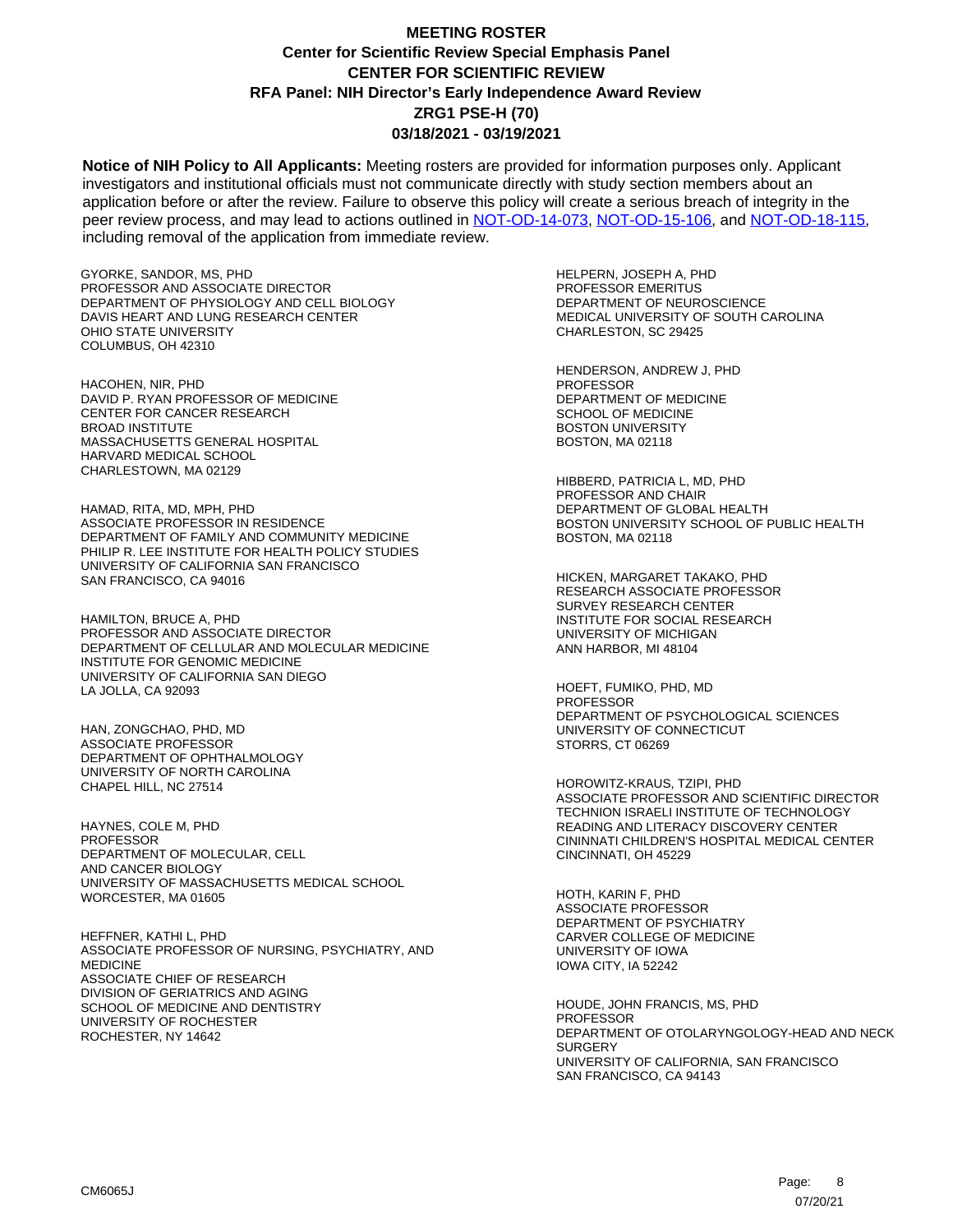# MEETING ROSTER
## Center for Scientific Review Special Emphasis Panel
## CENTER FOR SCIENTIFIC REVIEW
## RFA Panel: NIH Director's Early Independence Award Review
## ZRG1 PSE-H (70)
## 03/18/2021 - 03/19/2021

**Notice of NIH Policy to All Applicants:** Meeting rosters are provided for information purposes only. Applicant investigators and institutional officials must not communicate directly with study section members about an application before or after the review. Failure to observe this policy will create a serious breach of integrity in the peer review process, and may lead to actions outlined in NOT-OD-14-073, NOT-OD-15-106, and NOT-OD-18-115, including removal of the application from immediate review.

GYORKE, SANDOR, MS, PHD
PROFESSOR AND ASSOCIATE DIRECTOR
DEPARTMENT OF PHYSIOLOGY AND CELL BIOLOGY
DAVIS HEART AND LUNG RESEARCH CENTER
OHIO STATE UNIVERSITY
COLUMBUS, OH 42310

HACOHEN, NIR, PHD
DAVID P. RYAN PROFESSOR OF MEDICINE
CENTER FOR CANCER RESEARCH
BROAD INSTITUTE
MASSACHUSETTS GENERAL HOSPITAL
HARVARD MEDICAL SCHOOL
CHARLESTOWN, MA 02129

HAMAD, RITA, MD, MPH, PHD
ASSOCIATE PROFESSOR IN RESIDENCE
DEPARTMENT OF FAMILY AND COMMUNITY MEDICINE
PHILIP R. LEE INSTITUTE FOR HEALTH POLICY STUDIES
UNIVERSITY OF CALIFORNIA SAN FRANCISCO
SAN FRANCISCO, CA 94016

HAMILTON, BRUCE A, PHD
PROFESSOR AND ASSOCIATE DIRECTOR
DEPARTMENT OF CELLULAR AND MOLECULAR MEDICINE
INSTITUTE FOR GENOMIC MEDICINE
UNIVERSITY OF CALIFORNIA SAN DIEGO
LA JOLLA, CA 92093

HAN, ZONGCHAO, PHD, MD
ASSOCIATE PROFESSOR
DEPARTMENT OF OPHTHALMOLOGY
UNIVERSITY OF NORTH CAROLINA
CHAPEL HILL, NC 27514

HAYNES, COLE M, PHD
PROFESSOR
DEPARTMENT OF MOLECULAR, CELL
AND CANCER BIOLOGY
UNIVERSITY OF MASSACHUSETTS MEDICAL SCHOOL
WORCESTER, MA 01605

HEFFNER, KATHI L, PHD
ASSOCIATE PROFESSOR OF NURSING, PSYCHIATRY, AND MEDICINE
ASSOCIATE CHIEF OF RESEARCH
DIVISION OF GERIATRICS AND AGING
SCHOOL OF MEDICINE AND DENTISTRY
UNIVERSITY OF ROCHESTER
ROCHESTER, NY 14642

HELPERN, JOSEPH A, PHD
PROFESSOR EMERITUS
DEPARTMENT OF NEUROSCIENCE
MEDICAL UNIVERSITY OF SOUTH CAROLINA
CHARLESTON, SC 29425

HENDERSON, ANDREW J, PHD
PROFESSOR
DEPARTMENT OF MEDICINE
SCHOOL OF MEDICINE
BOSTON UNIVERSITY
BOSTON, MA 02118

HIBBERD, PATRICIA L, MD, PHD
PROFESSOR AND CHAIR
DEPARTMENT OF GLOBAL HEALTH
BOSTON UNIVERSITY SCHOOL OF PUBLIC HEALTH
BOSTON, MA 02118

HICKEN, MARGARET TAKAKO, PHD
RESEARCH ASSOCIATE PROFESSOR
SURVEY RESEARCH CENTER
INSTITUTE FOR SOCIAL RESEARCH
UNIVERSITY OF MICHIGAN
ANN HARBOR, MI 48104

HOEFT, FUMIKO, PHD, MD
PROFESSOR
DEPARTMENT OF PSYCHOLOGICAL SCIENCES
UNIVERSITY OF CONNECTICUT
STORRS, CT 06269

HOROWITZ-KRAUS, TZIPI, PHD
ASSOCIATE PROFESSOR AND SCIENTIFIC DIRECTOR
TECHNION ISRAELI INSTITUTE OF TECHNOLOGY
READING AND LITERACY DISCOVERY CENTER
CININNATI CHILDREN'S HOSPITAL MEDICAL CENTER
CINCINNATI, OH 45229

HOTH, KARIN F, PHD
ASSOCIATE PROFESSOR
DEPARTMENT OF PSYCHIATRY
CARVER COLLEGE OF MEDICINE
UNIVERSITY OF IOWA
IOWA CITY, IA 52242

HOUDE, JOHN FRANCIS, MS, PHD
PROFESSOR
DEPARTMENT OF OTOLARYNGOLOGY-HEAD AND NECK SURGERY
UNIVERSITY OF CALIFORNIA, SAN FRANCISCO
SAN FRANCISCO, CA 94143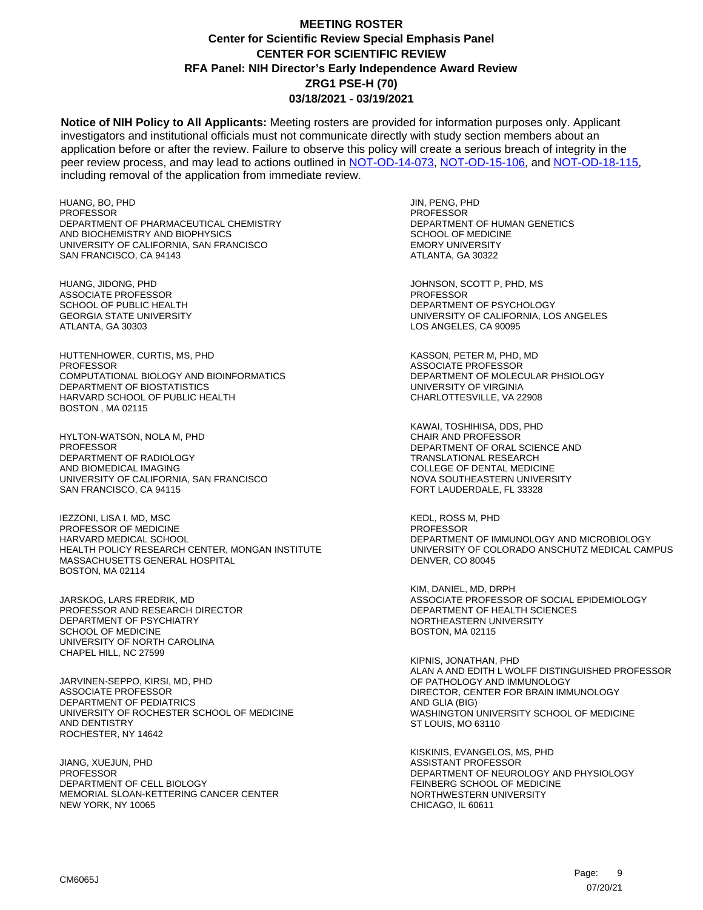# MEETING ROSTER
## Center for Scientific Review Special Emphasis Panel
## CENTER FOR SCIENTIFIC REVIEW
## RFA Panel: NIH Director's Early Independence Award Review
## ZRG1 PSE-H (70)
## 03/18/2021 - 03/19/2021

**Notice of NIH Policy to All Applicants:** Meeting rosters are provided for information purposes only. Applicant investigators and institutional officials must not communicate directly with study section members about an application before or after the review. Failure to observe this policy will create a serious breach of integrity in the peer review process, and may lead to actions outlined in NOT-OD-14-073, NOT-OD-15-106, and NOT-OD-18-115, including removal of the application from immediate review.

HUANG, BO, PHD
PROFESSOR
DEPARTMENT OF PHARMACEUTICAL CHEMISTRY
AND BIOCHEMISTRY AND BIOPHYSICS
UNIVERSITY OF CALIFORNIA, SAN FRANCISCO
SAN FRANCISCO, CA 94143

HUANG, JIDONG, PHD
ASSOCIATE PROFESSOR
SCHOOL OF PUBLIC HEALTH
GEORGIA STATE UNIVERSITY
ATLANTA, GA 30303

HUTTENHOWER, CURTIS, MS, PHD
PROFESSOR
COMPUTATIONAL BIOLOGY AND BIOINFORMATICS
DEPARTMENT OF BIOSTATISTICS
HARVARD SCHOOL OF PUBLIC HEALTH
BOSTON , MA 02115

HYLTON-WATSON, NOLA M, PHD
PROFESSOR
DEPARTMENT OF RADIOLOGY
AND BIOMEDICAL IMAGING
UNIVERSITY OF CALIFORNIA, SAN FRANCISCO
SAN FRANCISCO, CA 94115

IEZZONI, LISA I, MD, MSC
PROFESSOR OF MEDICINE
HARVARD MEDICAL SCHOOL
HEALTH POLICY RESEARCH CENTER, MONGAN INSTITUTE
MASSACHUSETTS GENERAL HOSPITAL
BOSTON, MA 02114

JARSKOG, LARS FREDRIK, MD
PROFESSOR AND RESEARCH DIRECTOR
DEPARTMENT OF PSYCHIATRY
SCHOOL OF MEDICINE
UNIVERSITY OF NORTH CAROLINA
CHAPEL HILL, NC 27599

JARVINEN-SEPPO, KIRSI, MD, PHD
ASSOCIATE PROFESSOR
DEPARTMENT OF PEDIATRICS
UNIVERSITY OF ROCHESTER SCHOOL OF MEDICINE
AND DENTISTRY
ROCHESTER, NY 14642

JIANG, XUEJUN, PHD
PROFESSOR
DEPARTMENT OF CELL BIOLOGY
MEMORIAL SLOAN-KETTERING CANCER CENTER
NEW YORK, NY 10065

JIN, PENG, PHD
PROFESSOR
DEPARTMENT OF HUMAN GENETICS
SCHOOL OF MEDICINE
EMORY UNIVERSITY
ATLANTA, GA 30322

JOHNSON, SCOTT P, PHD, MS
PROFESSOR
DEPARTMENT OF PSYCHOLOGY
UNIVERSITY OF CALIFORNIA, LOS ANGELES
LOS ANGELES, CA 90095

KASSON, PETER M, PHD, MD
ASSOCIATE PROFESSOR
DEPARTMENT OF MOLECULAR PHSIOLOGY
UNIVERSITY OF VIRGINIA
CHARLOTTESVILLE, VA 22908

KAWAI, TOSHIHISA, DDS, PHD
CHAIR AND PROFESSOR
DEPARTMENT OF ORAL SCIENCE AND
TRANSLATIONAL RESEARCH
COLLEGE OF DENTAL MEDICINE
NOVA SOUTHEASTERN UNIVERSITY
FORT LAUDERDALE, FL 33328

KEDL, ROSS M, PHD
PROFESSOR
DEPARTMENT OF IMMUNOLOGY AND MICROBIOLOGY
UNIVERSITY OF COLORADO ANSCHUTZ MEDICAL CAMPUS
DENVER, CO 80045

KIM, DANIEL, MD, DRPH
ASSOCIATE PROFESSOR OF SOCIAL EPIDEMIOLOGY
DEPARTMENT OF HEALTH SCIENCES
NORTHEASTERN UNIVERSITY
BOSTON, MA 02115

KIPNIS, JONATHAN, PHD
ALAN A AND EDITH L WOLFF DISTINGUISHED PROFESSOR
OF PATHOLOGY AND IMMUNOLOGY
DIRECTOR, CENTER FOR BRAIN IMMUNOLOGY
AND GLIA (BIG)
WASHINGTON UNIVERSITY SCHOOL OF MEDICINE
ST LOUIS, MO 63110

KISKINIS, EVANGELOS, MS, PHD
ASSISTANT PROFESSOR
DEPARTMENT OF NEUROLOGY AND PHYSIOLOGY
FEINBERG SCHOOL OF MEDICINE
NORTHWESTERN UNIVERSITY
CHICAGO, IL 60611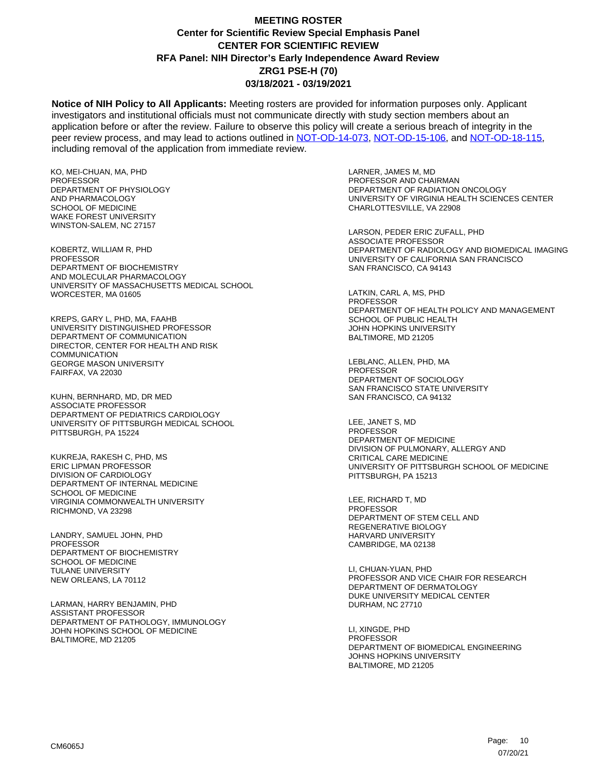# MEETING ROSTER
## Center for Scientific Review Special Emphasis Panel
## CENTER FOR SCIENTIFIC REVIEW
## RFA Panel: NIH Director's Early Independence Award Review
## ZRG1 PSE-H (70)
## 03/18/2021 - 03/19/2021

**Notice of NIH Policy to All Applicants:** Meeting rosters are provided for information purposes only. Applicant investigators and institutional officials must not communicate directly with study section members about an application before or after the review. Failure to observe this policy will create a serious breach of integrity in the peer review process, and may lead to actions outlined in NOT-OD-14-073, NOT-OD-15-106, and NOT-OD-18-115, including removal of the application from immediate review.

KO, MEI-CHUAN, MA, PHD
PROFESSOR
DEPARTMENT OF PHYSIOLOGY
AND PHARMACOLOGY
SCHOOL OF MEDICINE
WAKE FOREST UNIVERSITY
WINSTON-SALEM, NC 27157

KOBERTZ, WILLIAM R, PHD
PROFESSOR
DEPARTMENT OF BIOCHEMISTRY
AND MOLECULAR PHARMACOLOGY
UNIVERSITY OF MASSACHUSETTS MEDICAL SCHOOL
WORCESTER, MA 01605

KREPS, GARY L, PHD, MA, FAAHB
UNIVERSITY DISTINGUISHED PROFESSOR
DEPARTMENT OF COMMUNICATION
DIRECTOR, CENTER FOR HEALTH AND RISK
COMMUNICATION
GEORGE MASON UNIVERSITY
FAIRFAX, VA 22030

KUHN, BERNHARD, MD, DR MED
ASSOCIATE PROFESSOR
DEPARTMENT OF PEDIATRICS CARDIOLOGY
UNIVERSITY OF PITTSBURGH MEDICAL SCHOOL
PITTSBURGH, PA 15224

KUKREJA, RAKESH C, PHD, MS
ERIC LIPMAN PROFESSOR
DIVISION OF CARDIOLOGY
DEPARTMENT OF INTERNAL MEDICINE
SCHOOL OF MEDICINE
VIRGINIA COMMONWEALTH UNIVERSITY
RICHMOND, VA 23298

LANDRY, SAMUEL JOHN, PHD
PROFESSOR
DEPARTMENT OF BIOCHEMISTRY
SCHOOL OF MEDICINE
TULANE UNIVERSITY
NEW ORLEANS, LA 70112

LARMAN, HARRY BENJAMIN, PHD
ASSISTANT PROFESSOR
DEPARTMENT OF PATHOLOGY, IMMUNOLOGY
JOHN HOPKINS SCHOOL OF MEDICINE
BALTIMORE, MD 21205

LARNER, JAMES M, MD
PROFESSOR AND CHAIRMAN
DEPARTMENT OF RADIATION ONCOLOGY
UNIVERSITY OF VIRGINIA HEALTH SCIENCES CENTER
CHARLOTTESVILLE, VA 22908

LARSON, PEDER ERIC ZUFALL, PHD
ASSOCIATE PROFESSOR
DEPARTMENT OF RADIOLOGY AND BIOMEDICAL IMAGING
UNIVERSITY OF CALIFORNIA SAN FRANCISCO
SAN FRANCISCO, CA 94143

LATKIN, CARL A, MS, PHD
PROFESSOR
DEPARTMENT OF HEALTH POLICY AND MANAGEMENT
SCHOOL OF PUBLIC HEALTH
JOHN HOPKINS UNIVERSITY
BALTIMORE, MD 21205

LEBLANC, ALLEN, PHD, MA
PROFESSOR
DEPARTMENT OF SOCIOLOGY
SAN FRANCISCO STATE UNIVERSITY
SAN FRANCISCO, CA 94132

LEE, JANET S, MD
PROFESSOR
DEPARTMENT OF MEDICINE
DIVISION OF PULMONARY, ALLERGY AND
CRITICAL CARE MEDICINE
UNIVERSITY OF PITTSBURGH SCHOOL OF MEDICINE
PITTSBURGH, PA 15213

LEE, RICHARD T, MD
PROFESSOR
DEPARTMENT OF STEM CELL AND
REGENERATIVE BIOLOGY
HARVARD UNIVERSITY
CAMBRIDGE, MA 02138

LI, CHUAN-YUAN, PHD
PROFESSOR AND VICE CHAIR FOR RESEARCH
DEPARTMENT OF DERMATOLOGY
DUKE UNIVERSITY MEDICAL CENTER
DURHAM, NC 27710

LI, XINGDE, PHD
PROFESSOR
DEPARTMENT OF BIOMEDICAL ENGINEERING
JOHNS HOPKINS UNIVERSITY
BALTIMORE, MD 21205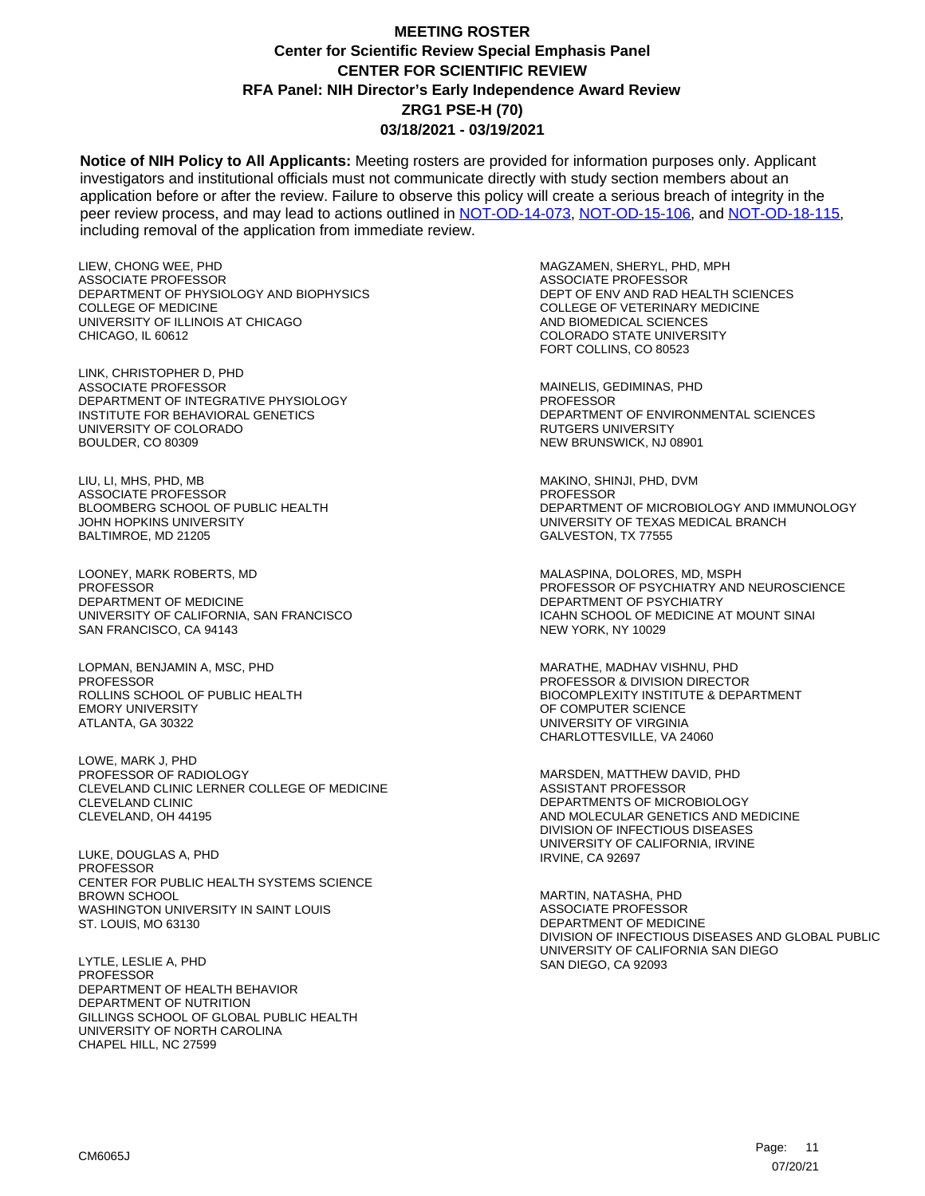**MEETING ROSTER**
**Center for Scientific Review Special Emphasis Panel**
**CENTER FOR SCIENTIFIC REVIEW**
**RFA Panel: NIH Director's Early Independence Award Review**
**ZRG1 PSE-H (70)**
**03/18/2021 - 03/19/2021**

**Notice of NIH Policy to All Applicants:** Meeting rosters are provided for information purposes only. Applicant investigators and institutional officials must not communicate directly with study section members about an application before or after the review. Failure to observe this policy will create a serious breach of integrity in the peer review process, and may lead to actions outlined in NOT-OD-14-073, NOT-OD-15-106, and NOT-OD-18-115, including removal of the application from immediate review.

LIEW, CHONG WEE, PHD
ASSOCIATE PROFESSOR
DEPARTMENT OF PHYSIOLOGY AND BIOPHYSICS
COLLEGE OF MEDICINE
UNIVERSITY OF ILLINOIS AT CHICAGO
CHICAGO, IL 60612

LINK, CHRISTOPHER D, PHD
ASSOCIATE PROFESSOR
DEPARTMENT OF INTEGRATIVE PHYSIOLOGY
INSTITUTE FOR BEHAVIORAL GENETICS
UNIVERSITY OF COLORADO
BOULDER, CO 80309

LIU, LI, MHS, PHD, MB
ASSOCIATE PROFESSOR
BLOOMBERG SCHOOL OF PUBLIC HEALTH
JOHN HOPKINS UNIVERSITY
BALTIMROE, MD 21205

LOONEY, MARK ROBERTS, MD
PROFESSOR
DEPARTMENT OF MEDICINE
UNIVERSITY OF CALIFORNIA, SAN FRANCISCO
SAN FRANCISCO, CA 94143

LOPMAN, BENJAMIN A, MSC, PHD
PROFESSOR
ROLLINS SCHOOL OF PUBLIC HEALTH
EMORY UNIVERSITY
ATLANTA, GA 30322

LOWE, MARK J, PHD
PROFESSOR OF RADIOLOGY
CLEVELAND CLINIC LERNER COLLEGE OF MEDICINE
CLEVELAND CLINIC
CLEVELAND, OH 44195

LUKE, DOUGLAS A, PHD
PROFESSOR
CENTER FOR PUBLIC HEALTH SYSTEMS SCIENCE
BROWN SCHOOL
WASHINGTON UNIVERSITY IN SAINT LOUIS
ST. LOUIS, MO 63130

LYTLE, LESLIE A, PHD
PROFESSOR
DEPARTMENT OF HEALTH BEHAVIOR
DEPARTMENT OF NUTRITION
GILLINGS SCHOOL OF GLOBAL PUBLIC HEALTH
UNIVERSITY OF NORTH CAROLINA
CHAPEL HILL, NC 27599

MAGZAMEN, SHERYL, PHD, MPH
ASSOCIATE PROFESSOR
DEPT OF ENV AND RAD HEALTH SCIENCES
COLLEGE OF VETERINARY MEDICINE
AND BIOMEDICAL SCIENCES
COLORADO STATE UNIVERSITY
FORT COLLINS, CO 80523

MAINELIS, GEDIMINAS, PHD
PROFESSOR
DEPARTMENT OF ENVIRONMENTAL SCIENCES
RUTGERS UNIVERSITY
NEW BRUNSWICK, NJ 08901

MAKINO, SHINJI, PHD, DVM
PROFESSOR
DEPARTMENT OF MICROBIOLOGY AND IMMUNOLOGY
UNIVERSITY OF TEXAS MEDICAL BRANCH
GALVESTON, TX 77555

MALASPINA, DOLORES, MD, MSPH
PROFESSOR OF PSYCHIATRY AND NEUROSCIENCE
DEPARTMENT OF PSYCHIATRY
ICAHN SCHOOL OF MEDICINE AT MOUNT SINAI
NEW YORK, NY 10029

MARATHE, MADHAV VISHNU, PHD
PROFESSOR & DIVISION DIRECTOR
BIOCOMPLEXITY INSTITUTE & DEPARTMENT
OF COMPUTER SCIENCE
UNIVERSITY OF VIRGINIA
CHARLOTTESVILLE, VA 24060

MARSDEN, MATTHEW DAVID, PHD
ASSISTANT PROFESSOR
DEPARTMENTS OF MICROBIOLOGY
AND MOLECULAR GENETICS AND MEDICINE
DIVISION OF INFECTIOUS DISEASES
UNIVERSITY OF CALIFORNIA, IRVINE
IRVINE, CA 92697

MARTIN, NATASHA, PHD
ASSOCIATE PROFESSOR
DEPARTMENT OF MEDICINE
DIVISION OF INFECTIOUS DISEASES AND GLOBAL PUBLIC
UNIVERSITY OF CALIFORNIA SAN DIEGO
SAN DIEGO, CA 92093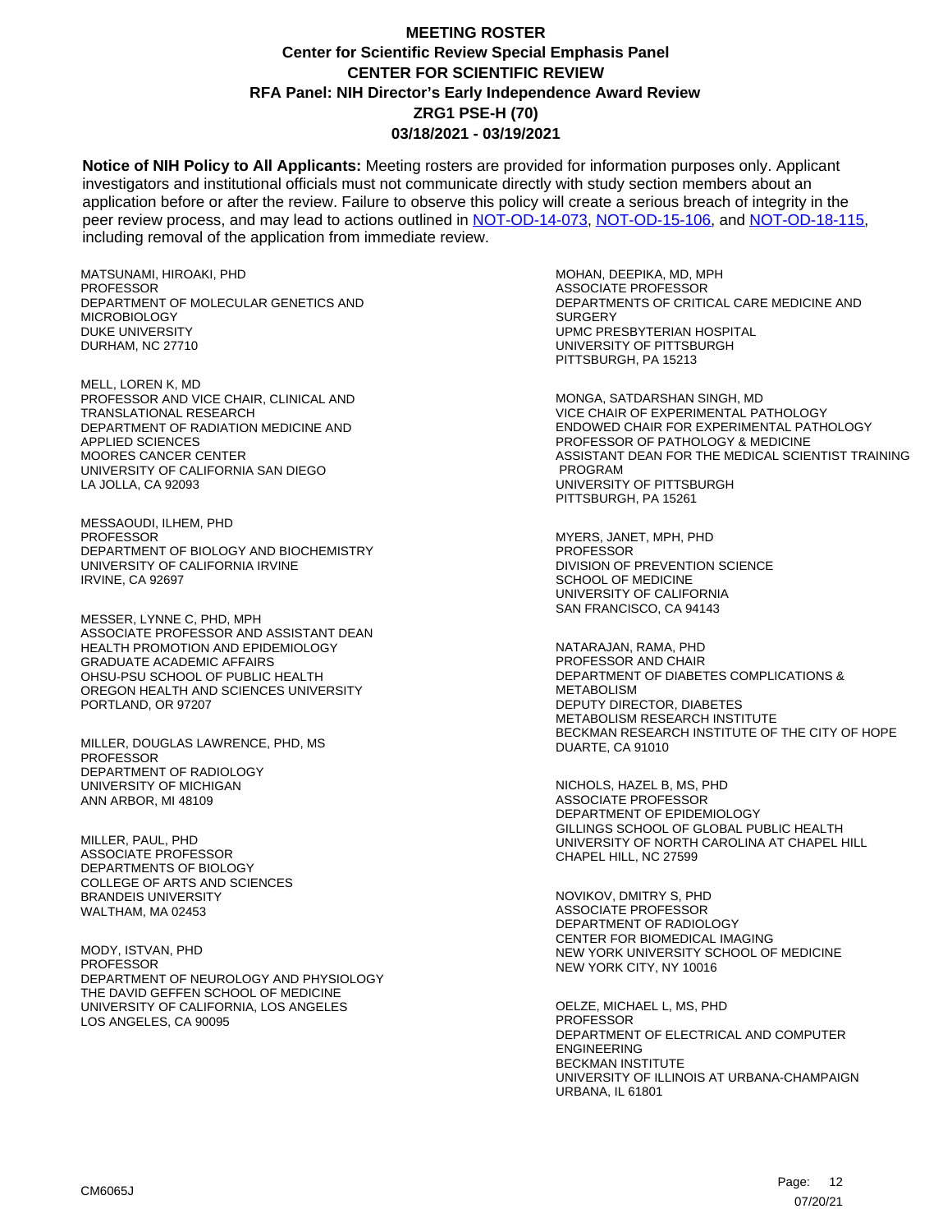# MEETING ROSTER
## Center for Scientific Review Special Emphasis Panel
## CENTER FOR SCIENTIFIC REVIEW
## RFA Panel: NIH Director's Early Independence Award Review
## ZRG1 PSE-H (70)
## 03/18/2021 - 03/19/2021

**Notice of NIH Policy to All Applicants:** Meeting rosters are provided for information purposes only. Applicant investigators and institutional officials must not communicate directly with study section members about an application before or after the review. Failure to observe this policy will create a serious breach of integrity in the peer review process, and may lead to actions outlined in NOT-OD-14-073, NOT-OD-15-106, and NOT-OD-18-115, including removal of the application from immediate review.

MATSUNAMI, HIROAKI, PHD
PROFESSOR
DEPARTMENT OF MOLECULAR GENETICS AND MICROBIOLOGY
DUKE UNIVERSITY
DURHAM, NC 27710

MELL, LOREN K, MD
PROFESSOR AND VICE CHAIR, CLINICAL AND TRANSLATIONAL RESEARCH
DEPARTMENT OF RADIATION MEDICINE AND APPLIED SCIENCES
MOORES CANCER CENTER
UNIVERSITY OF CALIFORNIA SAN DIEGO
LA JOLLA, CA 92093

MESSAOUDI, ILHEM, PHD
PROFESSOR
DEPARTMENT OF BIOLOGY AND BIOCHEMISTRY
UNIVERSITY OF CALIFORNIA IRVINE
IRVINE, CA 92697

MESSER, LYNNE C, PHD, MPH
ASSOCIATE PROFESSOR AND ASSISTANT DEAN
HEALTH PROMOTION AND EPIDEMIOLOGY
GRADUATE ACADEMIC AFFAIRS
OHSU-PSU SCHOOL OF PUBLIC HEALTH
OREGON HEALTH AND SCIENCES UNIVERSITY
PORTLAND, OR 97207

MILLER, DOUGLAS LAWRENCE, PHD, MS
PROFESSOR
DEPARTMENT OF RADIOLOGY
UNIVERSITY OF MICHIGAN
ANN ARBOR, MI 48109

MILLER, PAUL, PHD
ASSOCIATE PROFESSOR
DEPARTMENTS OF BIOLOGY
COLLEGE OF ARTS AND SCIENCES
BRANDEIS UNIVERSITY
WALTHAM, MA 02453

MODY, ISTVAN, PHD
PROFESSOR
DEPARTMENT OF NEUROLOGY AND PHYSIOLOGY
THE DAVID GEFFEN SCHOOL OF MEDICINE
UNIVERSITY OF CALIFORNIA, LOS ANGELES
LOS ANGELES, CA 90095

MOHAN, DEEPIKA, MD, MPH
ASSOCIATE PROFESSOR
DEPARTMENTS OF CRITICAL CARE MEDICINE AND SURGERY
UPMC PRESBYTERIAN HOSPITAL
UNIVERSITY OF PITTSBURGH
PITTSBURGH, PA 15213

MONGA, SATDARSHAN SINGH, MD
VICE CHAIR OF EXPERIMENTAL PATHOLOGY
ENDOWED CHAIR FOR EXPERIMENTAL PATHOLOGY
PROFESSOR OF PATHOLOGY & MEDICINE
ASSISTANT DEAN FOR THE MEDICAL SCIENTIST TRAINING PROGRAM
UNIVERSITY OF PITTSBURGH
PITTSBURGH, PA 15261

MYERS, JANET, MPH, PHD
PROFESSOR
DIVISION OF PREVENTION SCIENCE
SCHOOL OF MEDICINE
UNIVERSITY OF CALIFORNIA
SAN FRANCISCO, CA 94143

NATARAJAN, RAMA, PHD
PROFESSOR AND CHAIR
DEPARTMENT OF DIABETES COMPLICATIONS & METABOLISM
DEPUTY DIRECTOR, DIABETES
METABOLISM RESEARCH INSTITUTE
BECKMAN RESEARCH INSTITUTE OF THE CITY OF HOPE
DUARTE, CA 91010

NICHOLS, HAZEL B, MS, PHD
ASSOCIATE PROFESSOR
DEPARTMENT OF EPIDEMIOLOGY
GILLINGS SCHOOL OF GLOBAL PUBLIC HEALTH
UNIVERSITY OF NORTH CAROLINA AT CHAPEL HILL
CHAPEL HILL, NC 27599

NOVIKOV, DMITRY S, PHD
ASSOCIATE PROFESSOR
DEPARTMENT OF RADIOLOGY
CENTER FOR BIOMEDICAL IMAGING
NEW YORK UNIVERSITY SCHOOL OF MEDICINE
NEW YORK CITY, NY 10016

OELZE, MICHAEL L, MS, PHD
PROFESSOR
DEPARTMENT OF ELECTRICAL AND COMPUTER ENGINEERING
BECKMAN INSTITUTE
UNIVERSITY OF ILLINOIS AT URBANA-CHAMPAIGN
URBANA, IL 61801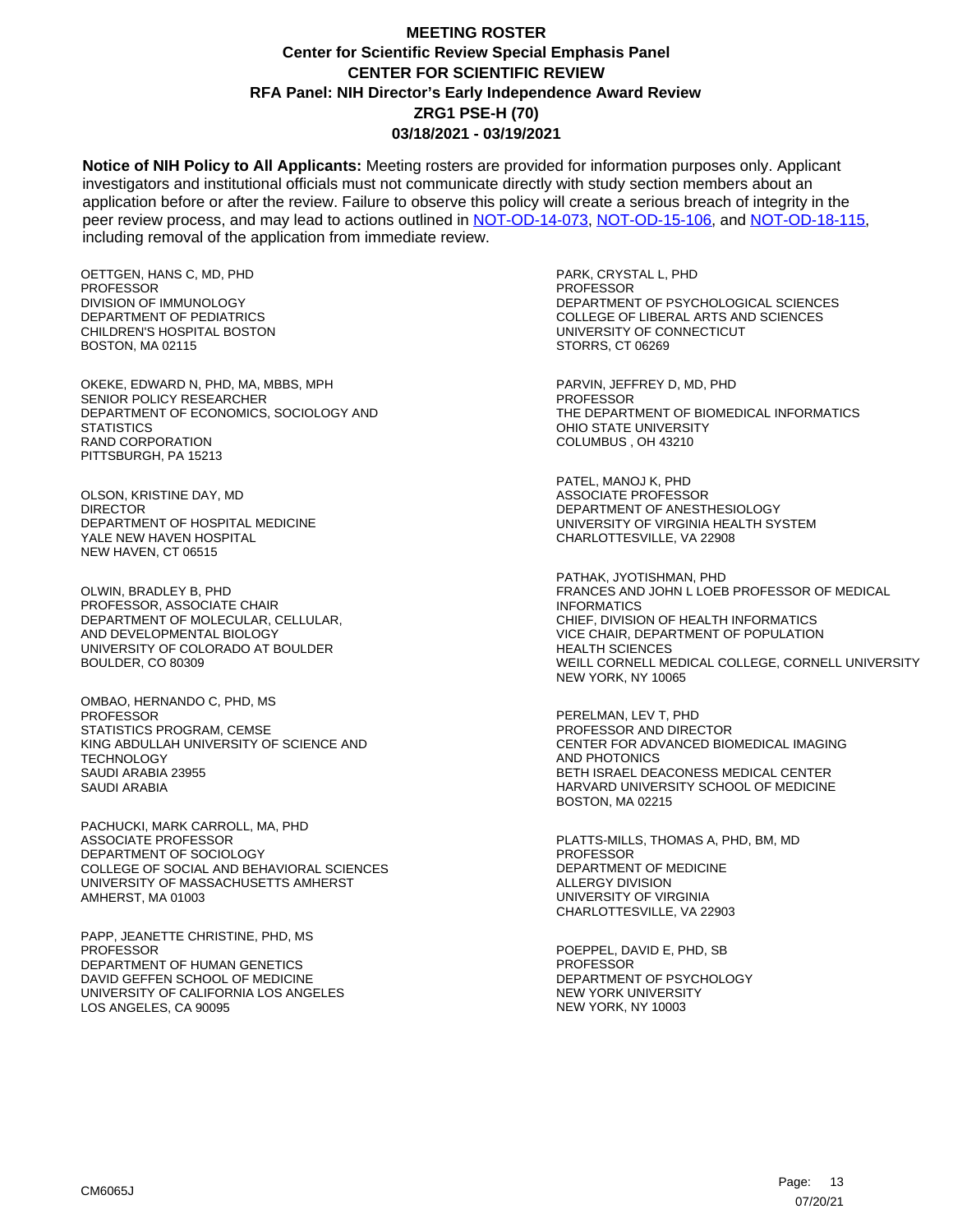# MEETING ROSTER
## Center for Scientific Review Special Emphasis Panel
## CENTER FOR SCIENTIFIC REVIEW
## RFA Panel: NIH Director's Early Independence Award Review
## ZRG1 PSE-H (70)
## 03/18/2021 - 03/19/2021

**Notice of NIH Policy to All Applicants:** Meeting rosters are provided for information purposes only. Applicant investigators and institutional officials must not communicate directly with study section members about an application before or after the review. Failure to observe this policy will create a serious breach of integrity in the peer review process, and may lead to actions outlined in NOT-OD-14-073, NOT-OD-15-106, and NOT-OD-18-115, including removal of the application from immediate review.

OETTGEN, HANS C, MD, PHD
PROFESSOR
DIVISION OF IMMUNOLOGY
DEPARTMENT OF PEDIATRICS
CHILDREN'S HOSPITAL BOSTON
BOSTON, MA 02115

OKEKE, EDWARD N, PHD, MA, MBBS, MPH
SENIOR POLICY RESEARCHER
DEPARTMENT OF ECONOMICS, SOCIOLOGY AND STATISTICS
RAND CORPORATION
PITTSBURGH, PA 15213

OLSON, KRISTINE DAY, MD
DIRECTOR
DEPARTMENT OF HOSPITAL MEDICINE
YALE NEW HAVEN HOSPITAL
NEW HAVEN, CT 06515

OLWIN, BRADLEY B, PHD
PROFESSOR, ASSOCIATE CHAIR
DEPARTMENT OF MOLECULAR, CELLULAR, AND DEVELOPMENTAL BIOLOGY
UNIVERSITY OF COLORADO AT BOULDER
BOULDER, CO 80309

OMBAO, HERNANDO C, PHD, MS
PROFESSOR
STATISTICS PROGRAM, CEMSE
KING ABDULLAH UNIVERSITY OF SCIENCE AND TECHNOLOGY
SAUDI ARABIA 23955
SAUDI ARABIA

PACHUCKI, MARK CARROLL, MA, PHD
ASSOCIATE PROFESSOR
DEPARTMENT OF SOCIOLOGY
COLLEGE OF SOCIAL AND BEHAVIORAL SCIENCES
UNIVERSITY OF MASSACHUSETTS AMHERST
AMHERST, MA 01003

PAPP, JEANETTE CHRISTINE, PHD, MS
PROFESSOR
DEPARTMENT OF HUMAN GENETICS
DAVID GEFFEN SCHOOL OF MEDICINE
UNIVERSITY OF CALIFORNIA LOS ANGELES
LOS ANGELES, CA 90095

PARK, CRYSTAL L, PHD
PROFESSOR
DEPARTMENT OF PSYCHOLOGICAL SCIENCES
COLLEGE OF LIBERAL ARTS AND SCIENCES
UNIVERSITY OF CONNECTICUT
STORRS, CT 06269

PARVIN, JEFFREY D, MD, PHD
PROFESSOR
THE DEPARTMENT OF BIOMEDICAL INFORMATICS
OHIO STATE UNIVERSITY
COLUMBUS , OH 43210

PATEL, MANOJ K, PHD
ASSOCIATE PROFESSOR
DEPARTMENT OF ANESTHESIOLOGY
UNIVERSITY OF VIRGINIA HEALTH SYSTEM
CHARLOTTESVILLE, VA 22908

PATHAK, JYOTISHMAN, PHD
FRANCES AND JOHN L LOEB PROFESSOR OF MEDICAL INFORMATICS
CHIEF, DIVISION OF HEALTH INFORMATICS
VICE CHAIR, DEPARTMENT OF POPULATION HEALTH SCIENCES
WEILL CORNELL MEDICAL COLLEGE, CORNELL UNIVERSITY
NEW YORK, NY 10065

PERELMAN, LEV T, PHD
PROFESSOR AND DIRECTOR
CENTER FOR ADVANCED BIOMEDICAL IMAGING AND PHOTONICS
BETH ISRAEL DEACONESS MEDICAL CENTER
HARVARD UNIVERSITY SCHOOL OF MEDICINE
BOSTON, MA 02215

PLATTS-MILLS, THOMAS A, PHD, BM, MD
PROFESSOR
DEPARTMENT OF MEDICINE
ALLERGY DIVISION
UNIVERSITY OF VIRGINIA
CHARLOTTESVILLE, VA 22903

POEPPEL, DAVID E, PHD, SB
PROFESSOR
DEPARTMENT OF PSYCHOLOGY
NEW YORK UNIVERSITY
NEW YORK, NY 10003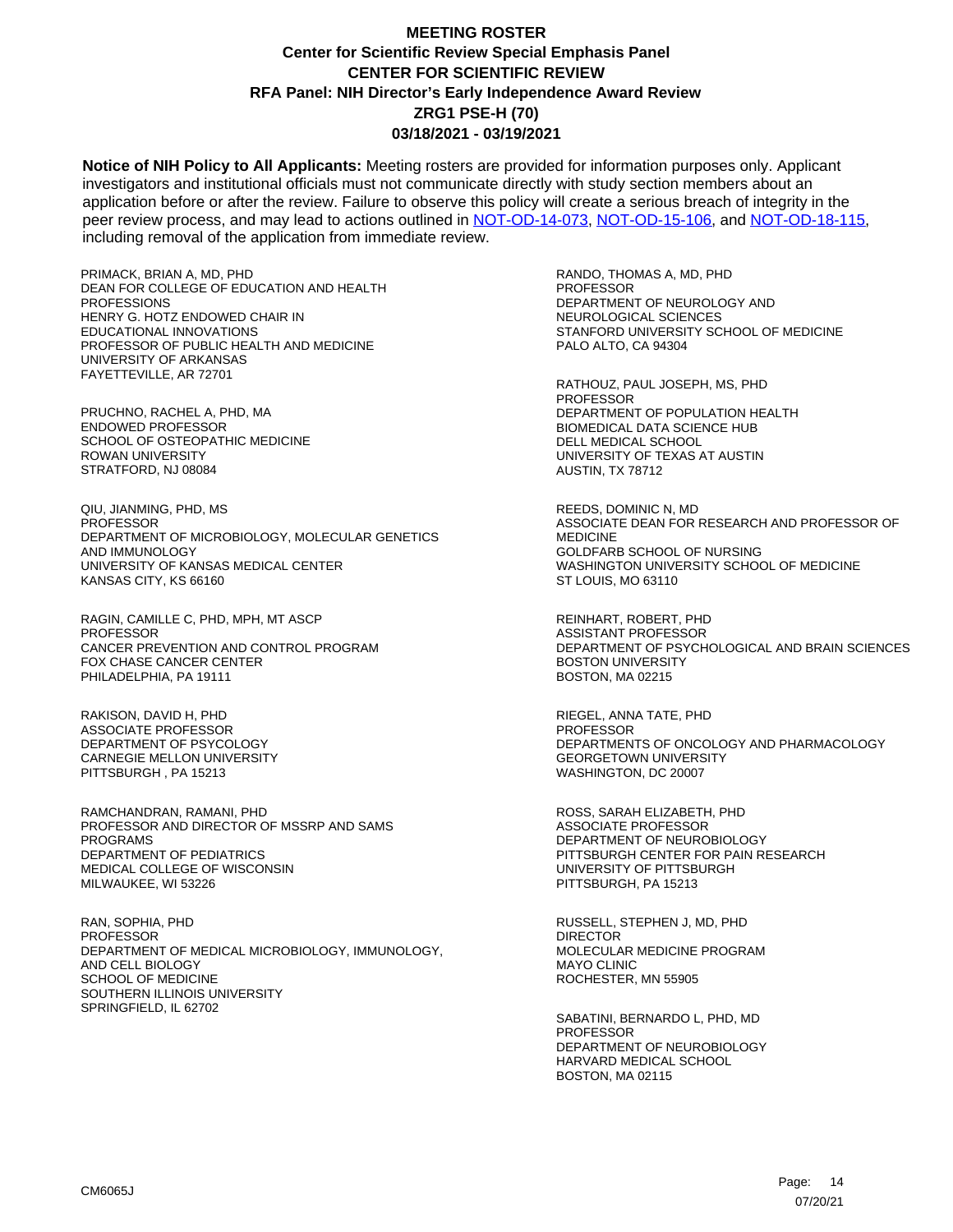# MEETING ROSTER
## Center for Scientific Review Special Emphasis Panel
## CENTER FOR SCIENTIFIC REVIEW
## RFA Panel: NIH Director's Early Independence Award Review
## ZRG1 PSE-H (70)
## 03/18/2021 - 03/19/2021

**Notice of NIH Policy to All Applicants:** Meeting rosters are provided for information purposes only. Applicant investigators and institutional officials must not communicate directly with study section members about an application before or after the review. Failure to observe this policy will create a serious breach of integrity in the peer review process, and may lead to actions outlined in NOT-OD-14-073, NOT-OD-15-106, and NOT-OD-18-115, including removal of the application from immediate review.

PRIMACK, BRIAN A, MD, PHD
DEAN FOR COLLEGE OF EDUCATION AND HEALTH PROFESSIONS
HENRY G. HOTZ ENDOWED CHAIR IN EDUCATIONAL INNOVATIONS
PROFESSOR OF PUBLIC HEALTH AND MEDICINE
UNIVERSITY OF ARKANSAS
FAYETTEVILLE, AR 72701

PRUCHNO, RACHEL A, PHD, MA
ENDOWED PROFESSOR
SCHOOL OF OSTEOPATHIC MEDICINE
ROWAN UNIVERSITY
STRATFORD, NJ 08084

QIU, JIANMING, PHD, MS
PROFESSOR
DEPARTMENT OF MICROBIOLOGY, MOLECULAR GENETICS AND IMMUNOLOGY
UNIVERSITY OF KANSAS MEDICAL CENTER
KANSAS CITY, KS 66160

RAGIN, CAMILLE C, PHD, MPH, MT ASCP
PROFESSOR
CANCER PREVENTION AND CONTROL PROGRAM
FOX CHASE CANCER CENTER
PHILADELPHIA, PA 19111

RAKISON, DAVID H, PHD
ASSOCIATE PROFESSOR
DEPARTMENT OF PSYCOLOGY
CARNEGIE MELLON UNIVERSITY
PITTSBURGH , PA 15213

RAMCHANDRAN, RAMANI, PHD
PROFESSOR AND DIRECTOR OF MSSRP AND SAMS PROGRAMS
DEPARTMENT OF PEDIATRICS
MEDICAL COLLEGE OF WISCONSIN
MILWAUKEE, WI 53226

RAN, SOPHIA, PHD
PROFESSOR
DEPARTMENT OF MEDICAL MICROBIOLOGY, IMMUNOLOGY, AND CELL BIOLOGY
SCHOOL OF MEDICINE
SOUTHERN ILLINOIS UNIVERSITY
SPRINGFIELD, IL 62702

RANDO, THOMAS A, MD, PHD
PROFESSOR
DEPARTMENT OF NEUROLOGY AND NEUROLOGICAL SCIENCES
STANFORD UNIVERSITY SCHOOL OF MEDICINE
PALO ALTO, CA 94304

RATHOUZ, PAUL JOSEPH, MS, PHD
PROFESSOR
DEPARTMENT OF POPULATION HEALTH
BIOMEDICAL DATA SCIENCE HUB
DELL MEDICAL SCHOOL
UNIVERSITY OF TEXAS AT AUSTIN
AUSTIN, TX 78712

REEDS, DOMINIC N, MD
ASSOCIATE DEAN FOR RESEARCH AND PROFESSOR OF MEDICINE
GOLDFARB SCHOOL OF NURSING
WASHINGTON UNIVERSITY SCHOOL OF MEDICINE
ST LOUIS, MO 63110

REINHART, ROBERT, PHD
ASSISTANT PROFESSOR
DEPARTMENT OF PSYCHOLOGICAL AND BRAIN SCIENCES
BOSTON UNIVERSITY
BOSTON, MA 02215

RIEGEL, ANNA TATE, PHD
PROFESSOR
DEPARTMENTS OF ONCOLOGY AND PHARMACOLOGY
GEORGETOWN UNIVERSITY
WASHINGTON, DC 20007

ROSS, SARAH ELIZABETH, PHD
ASSOCIATE PROFESSOR
DEPARTMENT OF NEUROBIOLOGY
PITTSBURGH CENTER FOR PAIN RESEARCH
UNIVERSITY OF PITTSBURGH
PITTSBURGH, PA 15213

RUSSELL, STEPHEN J, MD, PHD
DIRECTOR
MOLECULAR MEDICINE PROGRAM
MAYO CLINIC
ROCHESTER, MN 55905

SABATINI, BERNARDO L, PHD, MD
PROFESSOR
DEPARTMENT OF NEUROBIOLOGY
HARVARD MEDICAL SCHOOL
BOSTON, MA 02115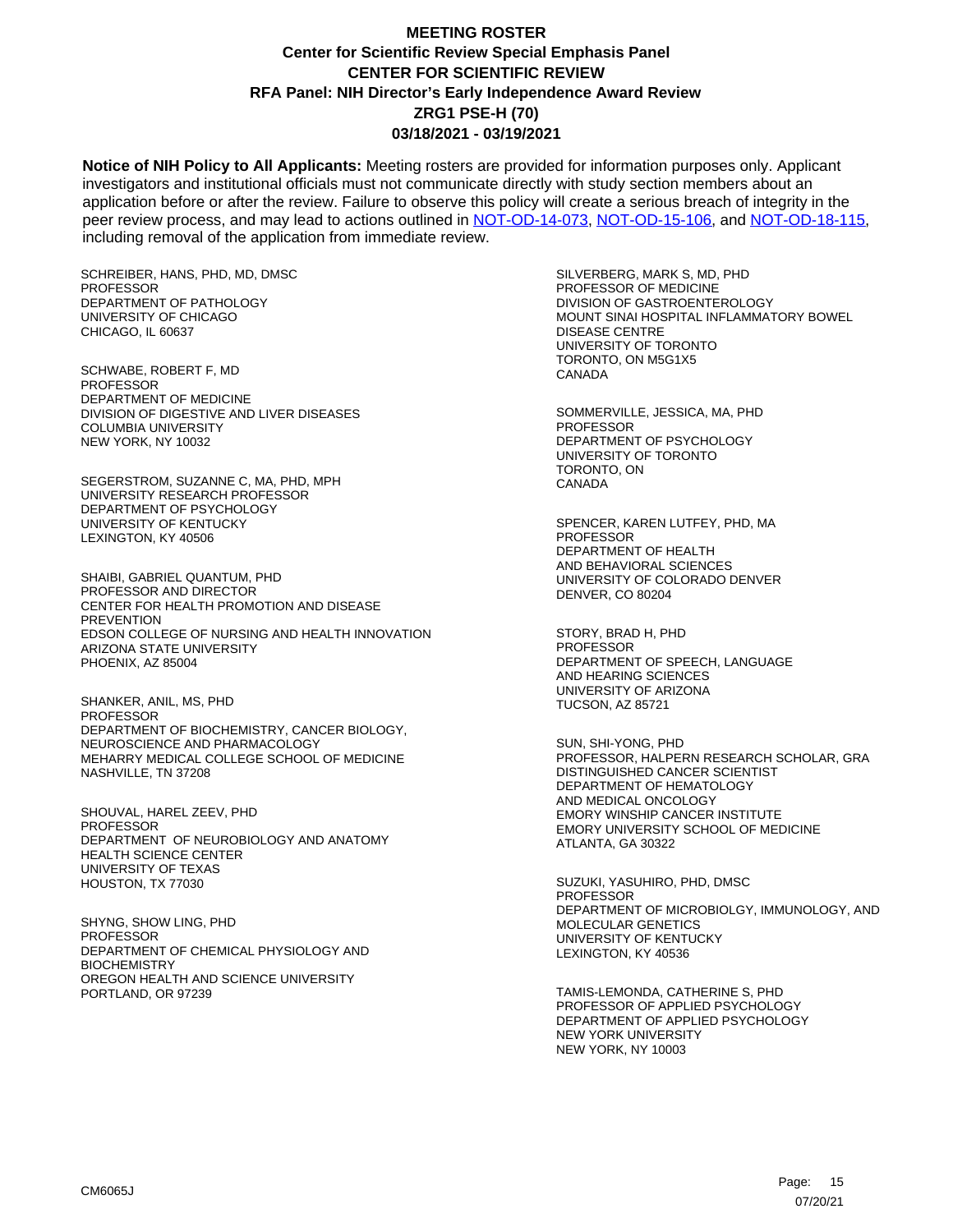# MEETING ROSTER
## Center for Scientific Review Special Emphasis Panel
## CENTER FOR SCIENTIFIC REVIEW
## RFA Panel: NIH Director's Early Independence Award Review
## ZRG1 PSE-H (70)
## 03/18/2021 - 03/19/2021

**Notice of NIH Policy to All Applicants:** Meeting rosters are provided for information purposes only. Applicant investigators and institutional officials must not communicate directly with study section members about an application before or after the review. Failure to observe this policy will create a serious breach of integrity in the peer review process, and may lead to actions outlined in NOT-OD-14-073, NOT-OD-15-106, and NOT-OD-18-115, including removal of the application from immediate review.

SCHREIBER, HANS, PHD, MD, DMSC
PROFESSOR
DEPARTMENT OF PATHOLOGY
UNIVERSITY OF CHICAGO
CHICAGO, IL 60637

SCHWABE, ROBERT F, MD
PROFESSOR
DEPARTMENT OF MEDICINE
DIVISION OF DIGESTIVE AND LIVER DISEASES
COLUMBIA UNIVERSITY
NEW YORK, NY 10032

SEGERSTROM, SUZANNE C, MA, PHD, MPH
UNIVERSITY RESEARCH PROFESSOR
DEPARTMENT OF PSYCHOLOGY
UNIVERSITY OF KENTUCKY
LEXINGTON, KY 40506

SHAIBI, GABRIEL QUANTUM, PHD
PROFESSOR AND DIRECTOR
CENTER FOR HEALTH PROMOTION AND DISEASE PREVENTION
EDSON COLLEGE OF NURSING AND HEALTH INNOVATION
ARIZONA STATE UNIVERSITY
PHOENIX, AZ 85004

SHANKER, ANIL, MS, PHD
PROFESSOR
DEPARTMENT OF BIOCHEMISTRY, CANCER BIOLOGY, NEUROSCIENCE AND PHARMACOLOGY
MEHARRY MEDICAL COLLEGE SCHOOL OF MEDICINE
NASHVILLE, TN 37208

SHOUVAL, HAREL ZEEV, PHD
PROFESSOR
DEPARTMENT OF NEUROBIOLOGY AND ANATOMY
HEALTH SCIENCE CENTER
UNIVERSITY OF TEXAS
HOUSTON, TX 77030

SHYNG, SHOW LING, PHD
PROFESSOR
DEPARTMENT OF CHEMICAL PHYSIOLOGY AND BIOCHEMISTRY
OREGON HEALTH AND SCIENCE UNIVERSITY
PORTLAND, OR 97239

SILVERBERG, MARK S, MD, PHD
PROFESSOR OF MEDICINE
DIVISION OF GASTROENTEROLOGY
MOUNT SINAI HOSPITAL INFLAMMATORY BOWEL DISEASE CENTRE
UNIVERSITY OF TORONTO
TORONTO, ON M5G1X5
CANADA

SOMMERVILLE, JESSICA, MA, PHD
PROFESSOR
DEPARTMENT OF PSYCHOLOGY
UNIVERSITY OF TORONTO
TORONTO, ON
CANADA

SPENCER, KAREN LUTFEY, PHD, MA
PROFESSOR
DEPARTMENT OF HEALTH AND BEHAVIORAL SCIENCES
UNIVERSITY OF COLORADO DENVER
DENVER, CO 80204

STORY, BRAD H, PHD
PROFESSOR
DEPARTMENT OF SPEECH, LANGUAGE AND HEARING SCIENCES
UNIVERSITY OF ARIZONA
TUCSON, AZ 85721

SUN, SHI-YONG, PHD
PROFESSOR, HALPERN RESEARCH SCHOLAR, GRA DISTINGUISHED CANCER SCIENTIST
DEPARTMENT OF HEMATOLOGY AND MEDICAL ONCOLOGY
EMORY WINSHIP CANCER INSTITUTE
EMORY UNIVERSITY SCHOOL OF MEDICINE
ATLANTA, GA 30322

SUZUKI, YASUHIRO, PHD, DMSC
PROFESSOR
DEPARTMENT OF MICROBIOLGY, IMMUNOLOGY, AND MOLECULAR GENETICS
UNIVERSITY OF KENTUCKY
LEXINGTON, KY 40536

TAMIS-LEMONDA, CATHERINE S, PHD
PROFESSOR OF APPLIED PSYCHOLOGY
DEPARTMENT OF APPLIED PSYCHOLOGY
NEW YORK UNIVERSITY
NEW YORK, NY 10003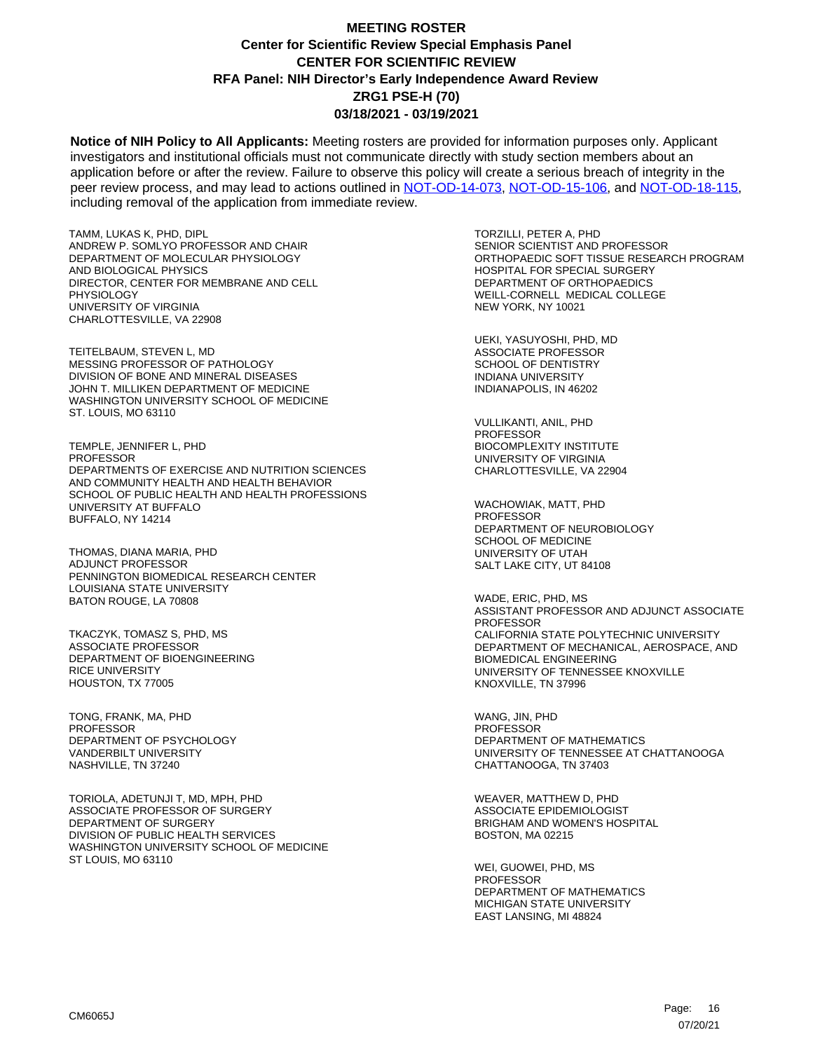**MEETING ROSTER**
**Center for Scientific Review Special Emphasis Panel**
**CENTER FOR SCIENTIFIC REVIEW**
**RFA Panel: NIH Director's Early Independence Award Review**
**ZRG1 PSE-H (70)**
**03/18/2021 - 03/19/2021**

**Notice of NIH Policy to All Applicants:** Meeting rosters are provided for information purposes only. Applicant investigators and institutional officials must not communicate directly with study section members about an application before or after the review. Failure to observe this policy will create a serious breach of integrity in the peer review process, and may lead to actions outlined in NOT-OD-14-073, NOT-OD-15-106, and NOT-OD-18-115, including removal of the application from immediate review.

TAMM, LUKAS K, PHD, DIPL
ANDREW P. SOMLYO PROFESSOR AND CHAIR
DEPARTMENT OF MOLECULAR PHYSIOLOGY AND BIOLOGICAL PHYSICS
DIRECTOR, CENTER FOR MEMBRANE AND CELL PHYSIOLOGY
UNIVERSITY OF VIRGINIA
CHARLOTTESVILLE, VA 22908

TEITELBAUM, STEVEN L, MD
MESSING PROFESSOR OF PATHOLOGY
DIVISION OF BONE AND MINERAL DISEASES
JOHN T. MILLIKEN DEPARTMENT OF MEDICINE
WASHINGTON UNIVERSITY SCHOOL OF MEDICINE
ST. LOUIS, MO 63110

TEMPLE, JENNIFER L, PHD
PROFESSOR
DEPARTMENTS OF EXERCISE AND NUTRITION SCIENCES AND COMMUNITY HEALTH AND HEALTH BEHAVIOR
SCHOOL OF PUBLIC HEALTH AND HEALTH PROFESSIONS
UNIVERSITY AT BUFFALO
BUFFALO, NY 14214

THOMAS, DIANA MARIA, PHD
ADJUNCT PROFESSOR
PENNINGTON BIOMEDICAL RESEARCH CENTER
LOUISIANA STATE UNIVERSITY
BATON ROUGE, LA 70808

TKACZYK, TOMASZ S, PHD, MS
ASSOCIATE PROFESSOR
DEPARTMENT OF BIOENGINEERING
RICE UNIVERSITY
HOUSTON, TX 77005

TONG, FRANK, MA, PHD
PROFESSOR
DEPARTMENT OF PSYCHOLOGY
VANDERBILT UNIVERSITY
NASHVILLE, TN 37240

TORIOLA, ADETUNJI T, MD, MPH, PHD
ASSOCIATE PROFESSOR OF SURGERY
DEPARTMENT OF SURGERY
DIVISION OF PUBLIC HEALTH SERVICES
WASHINGTON UNIVERSITY SCHOOL OF MEDICINE
ST LOUIS, MO 63110

TORZILLI, PETER A, PHD
SENIOR SCIENTIST AND PROFESSOR
ORTHOPAEDIC SOFT TISSUE RESEARCH PROGRAM
HOSPITAL FOR SPECIAL SURGERY
DEPARTMENT OF ORTHOPAEDICS
WEILL-CORNELL MEDICAL COLLEGE
NEW YORK, NY 10021

UEKI, YASUYOSHI, PHD, MD
ASSOCIATE PROFESSOR
SCHOOL OF DENTISTRY
INDIANA UNIVERSITY
INDIANAPOLIS, IN 46202

VULLIKANTI, ANIL, PHD
PROFESSOR
BIOCOMPLEXITY INSTITUTE
UNIVERSITY OF VIRGINIA
CHARLOTTESVILLE, VA 22904

WACHOWIAK, MATT, PHD
PROFESSOR
DEPARTMENT OF NEUROBIOLOGY
SCHOOL OF MEDICINE
UNIVERSITY OF UTAH
SALT LAKE CITY, UT 84108

WADE, ERIC, PHD, MS
ASSISTANT PROFESSOR AND ADJUNCT ASSOCIATE PROFESSOR
CALIFORNIA STATE POLYTECHNIC UNIVERSITY
DEPARTMENT OF MECHANICAL, AEROSPACE, AND BIOMEDICAL ENGINEERING
UNIVERSITY OF TENNESSEE KNOXVILLE
KNOXVILLE, TN 37996

WANG, JIN, PHD
PROFESSOR
DEPARTMENT OF MATHEMATICS
UNIVERSITY OF TENNESSEE AT CHATTANOOGA
CHATTANOOGA, TN 37403

WEAVER, MATTHEW D, PHD
ASSOCIATE EPIDEMIOLOGIST
BRIGHAM AND WOMEN'S HOSPITAL
BOSTON, MA 02215

WEI, GUOWEI, PHD, MS
PROFESSOR
DEPARTMENT OF MATHEMATICS
MICHIGAN STATE UNIVERSITY
EAST LANSING, MI 48824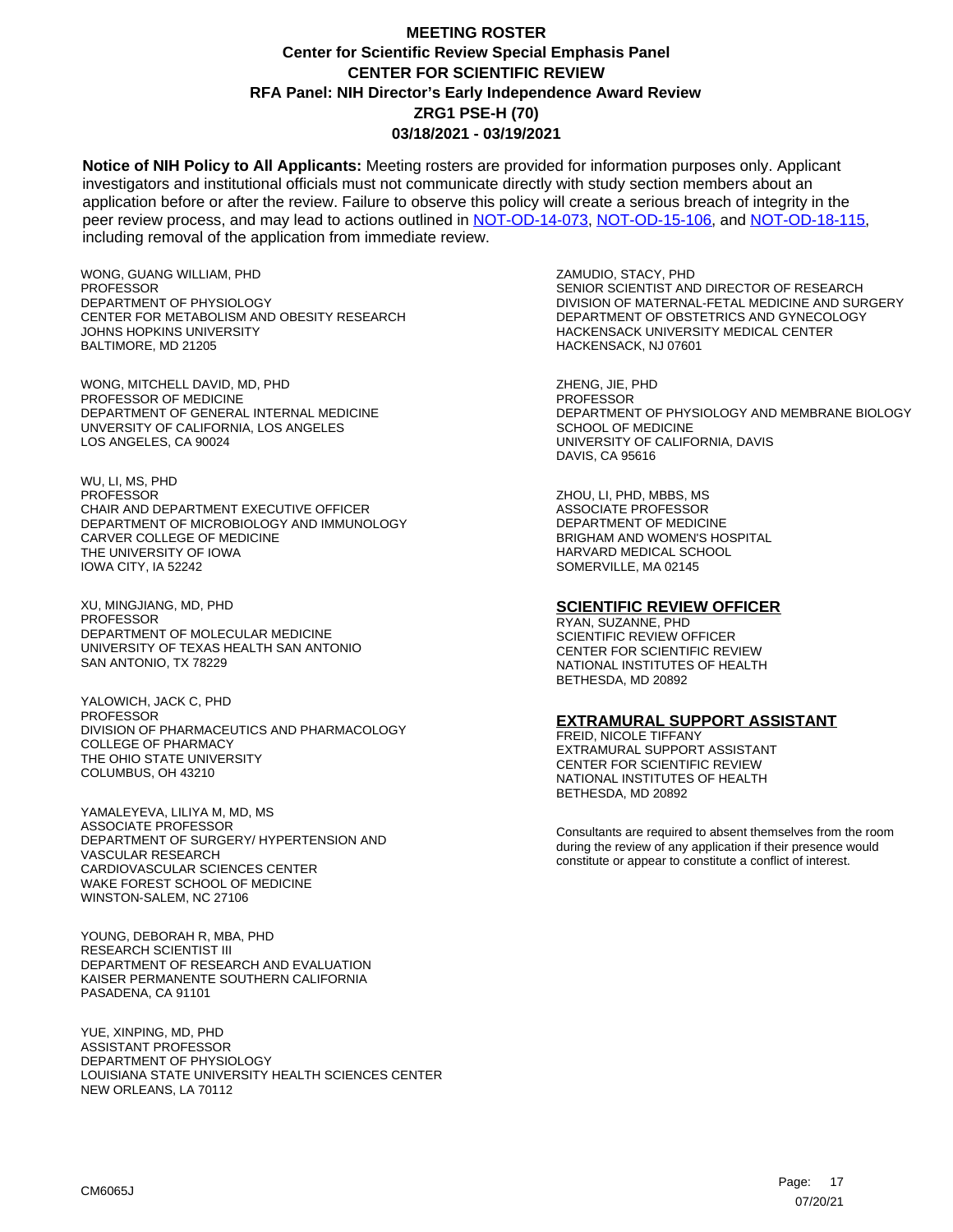# MEETING ROSTER
## Center for Scientific Review Special Emphasis Panel
## CENTER FOR SCIENTIFIC REVIEW
## RFA Panel: NIH Director's Early Independence Award Review
## ZRG1 PSE-H (70)
## 03/18/2021 - 03/19/2021

**Notice of NIH Policy to All Applicants:** Meeting rosters are provided for information purposes only. Applicant investigators and institutional officials must not communicate directly with study section members about an application before or after the review. Failure to observe this policy will create a serious breach of integrity in the peer review process, and may lead to actions outlined in NOT-OD-14-073, NOT-OD-15-106, and NOT-OD-18-115, including removal of the application from immediate review.

WONG, GUANG WILLIAM, PHD
PROFESSOR
DEPARTMENT OF PHYSIOLOGY
CENTER FOR METABOLISM AND OBESITY RESEARCH
JOHNS HOPKINS UNIVERSITY
BALTIMORE, MD 21205

WONG, MITCHELL DAVID, MD, PHD
PROFESSOR OF MEDICINE
DEPARTMENT OF GENERAL INTERNAL MEDICINE
UNVERSITY OF CALIFORNIA, LOS ANGELES
LOS ANGELES, CA 90024

WU, LI, MS, PHD
PROFESSOR
CHAIR AND DEPARTMENT EXECUTIVE OFFICER
DEPARTMENT OF MICROBIOLOGY AND IMMUNOLOGY
CARVER COLLEGE OF MEDICINE
THE UNIVERSITY OF IOWA
IOWA CITY, IA 52242

XU, MINGJIANG, MD, PHD
PROFESSOR
DEPARTMENT OF MOLECULAR MEDICINE
UNIVERSITY OF TEXAS HEALTH SAN ANTONIO
SAN ANTONIO, TX 78229

YALOWICH, JACK C, PHD
PROFESSOR
DIVISION OF PHARMACEUTICS AND PHARMACOLOGY
COLLEGE OF PHARMACY
THE OHIO STATE UNIVERSITY
COLUMBUS, OH 43210

YAMALEYEVA, LILIYA M, MD, MS
ASSOCIATE PROFESSOR
DEPARTMENT OF SURGERY/ HYPERTENSION AND VASCULAR RESEARCH
CARDIOVASCULAR SCIENCES CENTER
WAKE FOREST SCHOOL OF MEDICINE
WINSTON-SALEM, NC 27106

YOUNG, DEBORAH R, MBA, PHD
RESEARCH SCIENTIST III
DEPARTMENT OF RESEARCH AND EVALUATION
KAISER PERMANENTE SOUTHERN CALIFORNIA
PASADENA, CA 91101

YUE, XINPING, MD, PHD
ASSISTANT PROFESSOR
DEPARTMENT OF PHYSIOLOGY
LOUISIANA STATE UNIVERSITY HEALTH SCIENCES CENTER
NEW ORLEANS, LA 70112

ZAMUDIO, STACY, PHD
SENIOR SCIENTIST AND DIRECTOR OF RESEARCH
DIVISION OF MATERNAL-FETAL MEDICINE AND SURGERY
DEPARTMENT OF OBSTETRICS AND GYNECOLOGY
HACKENSACK UNIVERSITY MEDICAL CENTER
HACKENSACK, NJ 07601

ZHENG, JIE, PHD
PROFESSOR
DEPARTMENT OF PHYSIOLOGY AND MEMBRANE BIOLOGY
SCHOOL OF MEDICINE
UNIVERSITY OF CALIFORNIA, DAVIS
DAVIS, CA 95616

ZHOU, LI, PHD, MBBS, MS
ASSOCIATE PROFESSOR
DEPARTMENT OF MEDICINE
BRIGHAM AND WOMEN'S HOSPITAL
HARVARD MEDICAL SCHOOL
SOMERVILLE, MA 02145

### SCIENTIFIC REVIEW OFFICER

RYAN, SUZANNE, PHD
SCIENTIFIC REVIEW OFFICER
CENTER FOR SCIENTIFIC REVIEW
NATIONAL INSTITUTES OF HEALTH
BETHESDA, MD 20892

### EXTRAMURAL SUPPORT ASSISTANT

FREID, NICOLE TIFFANY
EXTRAMURAL SUPPORT ASSISTANT
CENTER FOR SCIENTIFIC REVIEW
NATIONAL INSTITUTES OF HEALTH
BETHESDA, MD 20892

Consultants are required to absent themselves from the room during the review of any application if their presence would constitute or appear to constitute a conflict of interest.